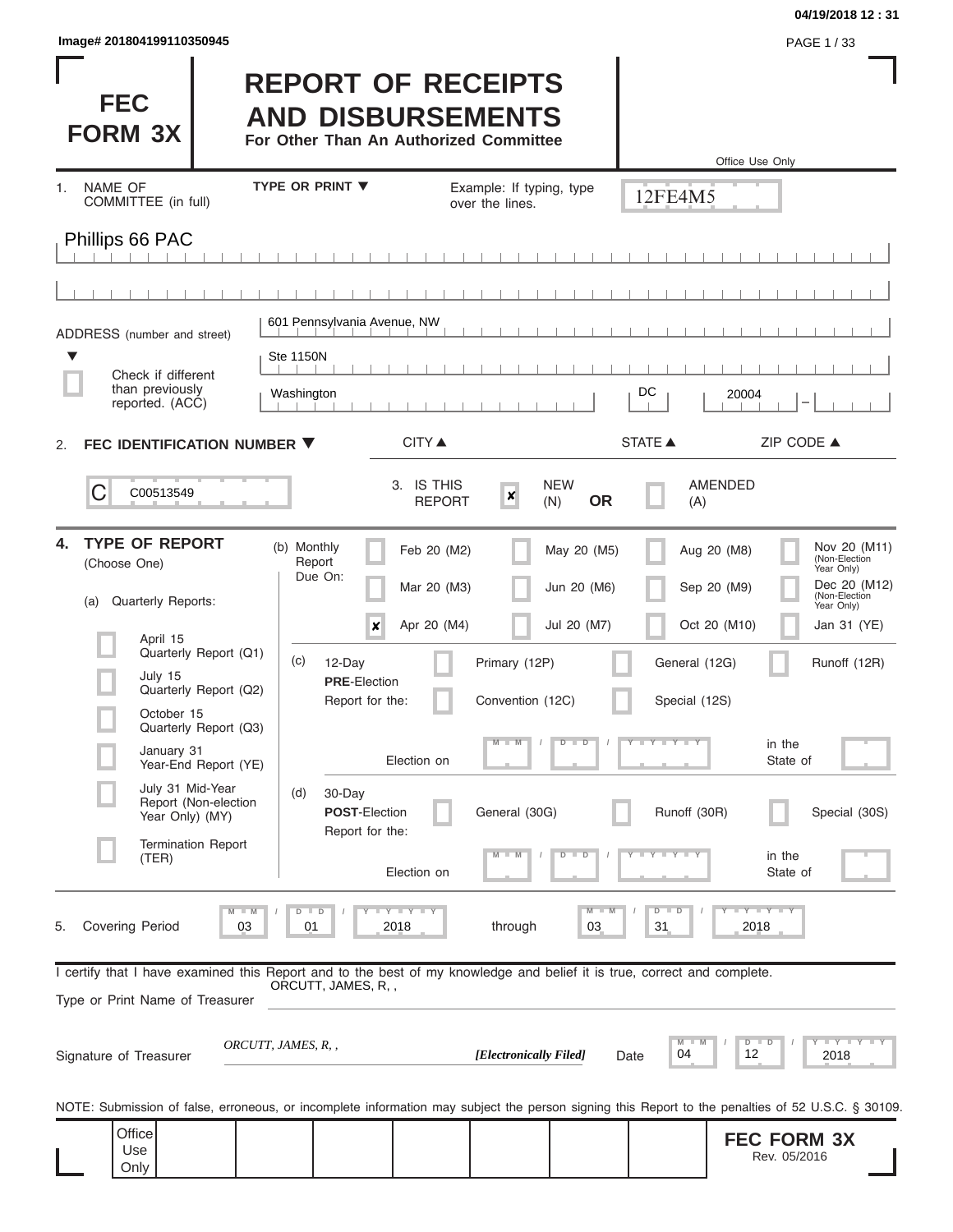Image# 201804199110350945

04/19/2018 12 : 31

# FEC FORM 3X

# REPORT OF RECEIPTS AND DISBURSEMENTS

**For Other Than An Authorized Committee**

Office Use Only

12FE4M5

1. NAME OF COMMITTEE (in full) — TYPE OR PRINT ▼ — Example: If typing, type over the lines.

Phillips 66 PAC

ADDRESS (number and street)

601 Pennsylvania Avenue, NW

Ste 1150N

☐ Check if different than previously reported. (ACC)

Washington — DC — 20004 –

CITY ▲ — STATE ▲ — ZIP CODE ▲

2. **FEC IDENTIFICATION NUMBER ▼**

C00513549

3. IS THIS REPORT — ☒ NEW (N) **OR** ☐ AMENDED (A)

4. **TYPE OF REPORT** (Choose One)

(a) Quarterly Reports:

- ☐ April 15 Quarterly Report (Q1)
- ☐ July 15 Quarterly Report (Q2)
- ☐ October 15 Quarterly Report (Q3)
- ☐ January 31 Year-End Report (YE)
- ☐ July 31 Mid-Year Report (Non-election Year Only) (MY)
- ☐ Termination Report (TER)

(b) Monthly Report Due On:

| | | | |
|---|---|---|---|
| ☐ Feb 20 (M2) | ☐ May 20 (M5) | ☐ Aug 20 (M8) | ☐ Nov 20 (M11) (Non-Election Year Only) |
| ☐ Mar 20 (M3) | ☐ Jun 20 (M6) | ☐ Sep 20 (M9) | ☐ Dec 20 (M12) (Non-Election Year Only) |
| ☒ Apr 20 (M4) | ☐ Jul 20 (M7) | ☐ Oct 20 (M10) | ☐ Jan 31 (YE) |

(c) 12-Day **PRE**-Election Report for the: ☐ Primary (12P) ☐ General (12G) ☐ Runoff (12R) ☐ Convention (12C) ☐ Special (12S)

Election on MM / DD / YYYY in the State of

(d) 30-Day **POST**-Election Report for the: ☐ General (30G) ☐ Runoff (30R) ☐ Special (30S)

Election on MM / DD / YYYY in the State of

5. Covering Period 03 / 01 / 2018 through 03 / 31 / 2018

I certify that I have examined this Report and to the best of my knowledge and belief it is true, correct and complete.

Type or Print Name of Treasurer: ORCUTT, JAMES, R, ,

Signature of Treasurer: *ORCUTT, JAMES, R, ,* ***[Electronically Filed]*** Date 04 / 12 / 2018

NOTE: Submission of false, erroneous, or incomplete information may subject the person signing this Report to the penalties of 52 U.S.C. § 30109.

Office Use Only

**FEC FORM 3X**
Rev. 05/2016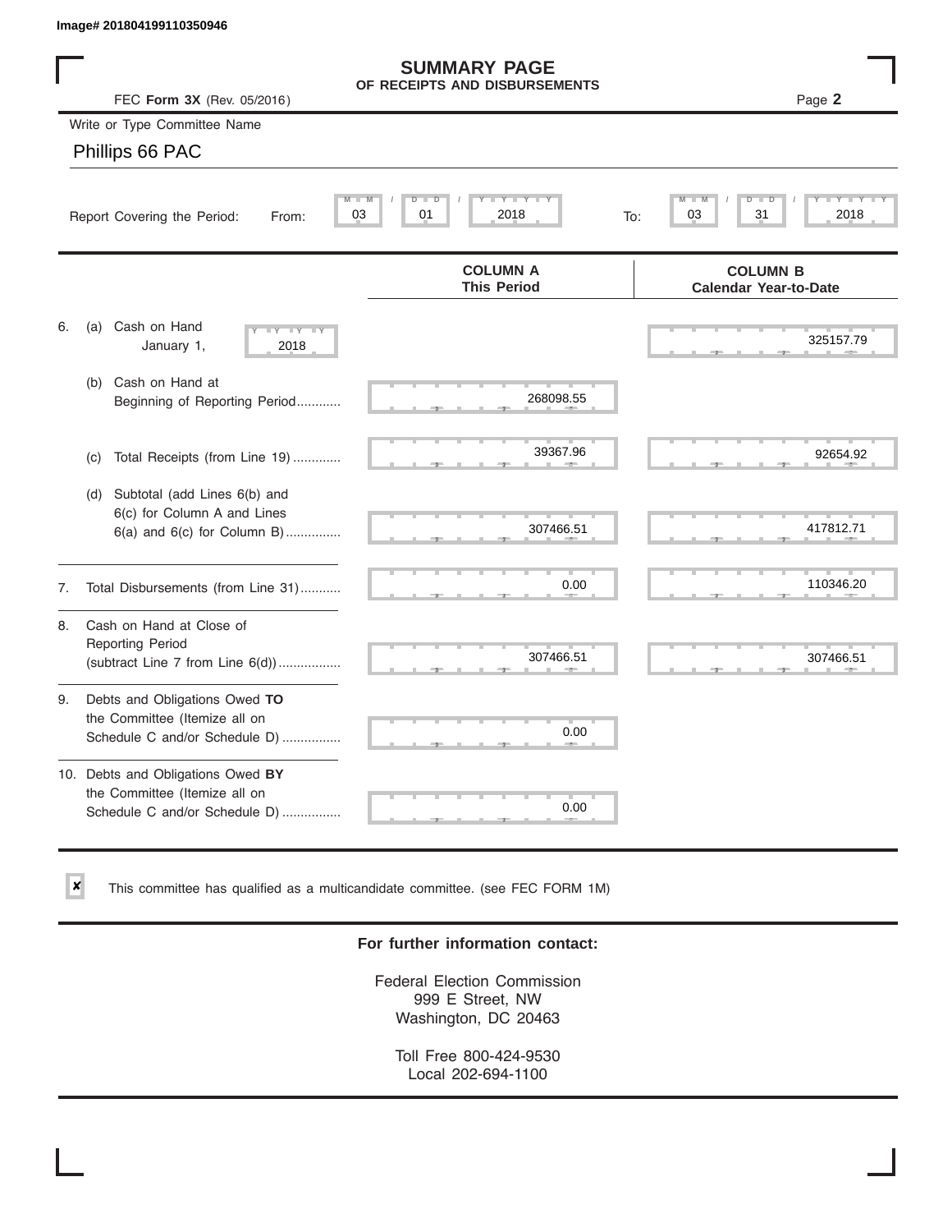Image# 201804199110350946

# SUMMARY PAGE
## OF RECEIPTS AND DISBURSEMENTS

FEC **Form 3X** (Rev. 05/2016)

Write or Type Committee Name

Phillips 66 PAC

Report Covering the Period: From: 03 / 01 / 2018 To: 03 / 31 / 2018

| | COLUMN A This Period | COLUMN B Calendar Year-to-Date |
|---|---|---|
| 6. (a) Cash on Hand January 1, 2018 | | 325157.79 |
| (b) Cash on Hand at Beginning of Reporting Period | 268098.55 | |
| (c) Total Receipts (from Line 19) | 39367.96 | 92654.92 |
| (d) Subtotal (add Lines 6(b) and 6(c) for Column A and Lines 6(a) and 6(c) for Column B) | 307466.51 | 417812.71 |
| 7. Total Disbursements (from Line 31) | 0.00 | 110346.20 |
| 8. Cash on Hand at Close of Reporting Period (subtract Line 7 from Line 6(d)) | 307466.51 | 307466.51 |
| 9. Debts and Obligations Owed **TO** the Committee (Itemize all on Schedule C and/or Schedule D) | 0.00 | |
| 10. Debts and Obligations Owed **BY** the Committee (Itemize all on Schedule C and/or Schedule D) | 0.00 | |

☒ This committee has qualified as a multicandidate committee. (see FEC FORM 1M)

**For further information contact:**

Federal Election Commission
999 E Street, NW
Washington, DC 20463

Toll Free 800-424-9530
Local 202-694-1100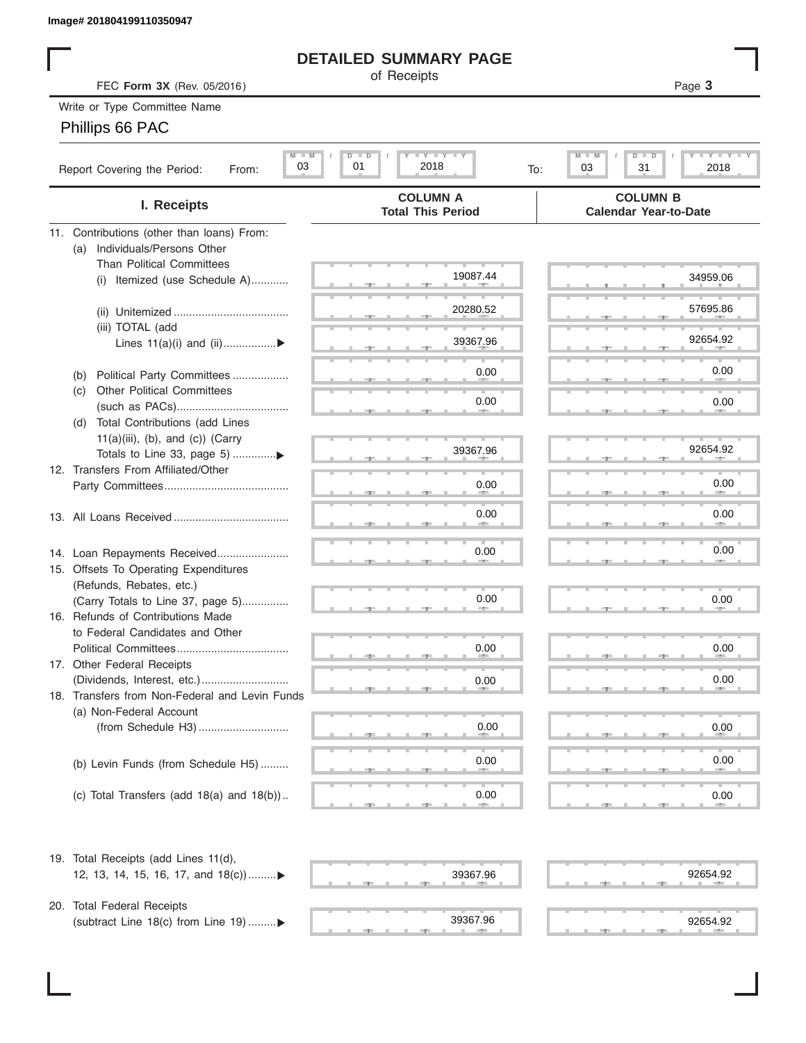Image# 201804199110350947

# DETAILED SUMMARY PAGE

of Receipts

FEC **Form 3X** (Rev. 05/2016)

Page **3**

Write or Type Committee Name

Phillips 66 PAC

Report Covering the Period: From: 03 / 01 / 2018 To: 03 / 31 / 2018

| I. Receipts | COLUMN A Total This Period | COLUMN B Calendar Year-to-Date |
|---|---|---|
| 11. Contributions (other than loans) From: | | |
| (a) Individuals/Persons Other Than Political Committees | | |
| (i) Itemized (use Schedule A)............ | 19087.44 | 34959.06 |
| (ii) Unitemized ..................................... | 20280.52 | 57695.86 |
| (iii) TOTAL (add Lines 11(a)(i) and (ii).................▶ | 39367.96 | 92654.92 |
| (b) Political Party Committees .................. | 0.00 | 0.00 |
| (c) Other Political Committees (such as PACs).................................... | 0.00 | 0.00 |
| (d) Total Contributions (add Lines 11(a)(iii), (b), and (c)) (Carry Totals to Line 33, page 5) .............▶ | 39367.96 | 92654.92 |
| 12. Transfers From Affiliated/Other Party Committees........................................ | 0.00 | 0.00 |
| 13. All Loans Received ..................................... | 0.00 | 0.00 |
| 14. Loan Repayments Received....................... | 0.00 | 0.00 |
| 15. Offsets To Operating Expenditures (Refunds, Rebates, etc.) (Carry Totals to Line 37, page 5)............... | 0.00 | 0.00 |
| 16. Refunds of Contributions Made to Federal Candidates and Other Political Committees.................................... | 0.00 | 0.00 |
| 17. Other Federal Receipts (Dividends, Interest, etc.)............................ | 0.00 | 0.00 |
| 18. Transfers from Non-Federal and Levin Funds | | |
| (a) Non-Federal Account (from Schedule H3)............................. | 0.00 | 0.00 |
| (b) Levin Funds (from Schedule H5) ......... | 0.00 | 0.00 |
| (c) Total Transfers (add 18(a) and 18(b)).. | 0.00 | 0.00 |
| 19. Total Receipts (add Lines 11(d), 12, 13, 14, 15, 16, 17, and 18(c)).........▶ | 39367.96 | 92654.92 |
| 20. Total Federal Receipts (subtract Line 18(c) from Line 19) .........▶ | 39367.96 | 92654.92 |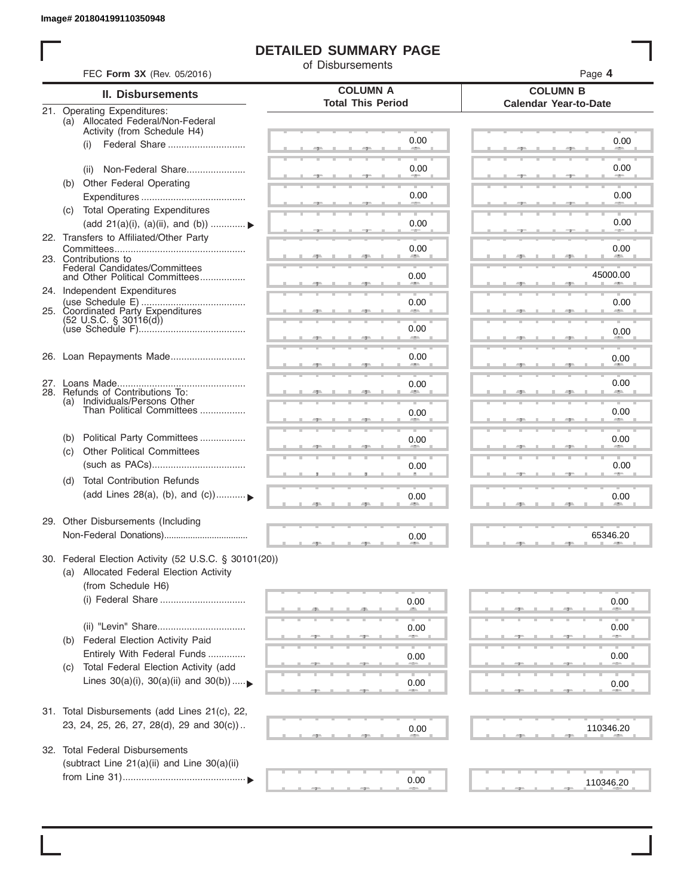Image# 201804199110350948

# DETAILED SUMMARY PAGE

of Disbursements

FEC **Form 3X** (Rev. 05/2016)

| II. Disbursements | COLUMN A Total This Period | COLUMN B Calendar Year-to-Date |
|---|---|---|
| 21. Operating Expenditures: | | |
| (a) Allocated Federal/Non-Federal Activity (from Schedule H4) | | |
| (i) Federal Share | 0.00 | 0.00 |
| (ii) Non-Federal Share | 0.00 | 0.00 |
| (b) Other Federal Operating Expenditures | 0.00 | 0.00 |
| (c) Total Operating Expenditures (add 21(a)(i), (a)(ii), and (b)) ▶ | 0.00 | 0.00 |
| 22. Transfers to Affiliated/Other Party Committees | 0.00 | 0.00 |
| 23. Contributions to Federal Candidates/Committees and Other Political Committees | 0.00 | 45000.00 |
| 24. Independent Expenditures (use Schedule E) | 0.00 | 0.00 |
| 25. Coordinated Party Expenditures (52 U.S.C. § 30116(d)) (use Schedule F) | 0.00 | 0.00 |
| 26. Loan Repayments Made | 0.00 | 0.00 |
| 27. Loans Made | 0.00 | 0.00 |
| 28. Refunds of Contributions To: | | |
| (a) Individuals/Persons Other Than Political Committees | 0.00 | 0.00 |
| (b) Political Party Committees | 0.00 | 0.00 |
| (c) Other Political Committees (such as PACs) | 0.00 | 0.00 |
| (d) Total Contribution Refunds (add Lines 28(a), (b), and (c)) ▶ | 0.00 | 0.00 |
| 29. Other Disbursements (Including Non-Federal Donations) | 0.00 | 65346.20 |
| 30. Federal Election Activity (52 U.S.C. § 30101(20)) | | |
| (a) Allocated Federal Election Activity (from Schedule H6) | | |
| (i) Federal Share | 0.00 | 0.00 |
| (ii) "Levin" Share | 0.00 | 0.00 |
| (b) Federal Election Activity Paid Entirely With Federal Funds | 0.00 | 0.00 |
| (c) Total Federal Election Activity (add Lines 30(a)(i), 30(a)(ii) and 30(b)) ▶ | 0.00 | 0.00 |
| 31. Total Disbursements (add Lines 21(c), 22, 23, 24, 25, 26, 27, 28(d), 29 and 30(c)) | 0.00 | 110346.20 |
| 32. Total Federal Disbursements (subtract Line 21(a)(ii) and Line 30(a)(ii) from Line 31) ▶ | 0.00 | 110346.20 |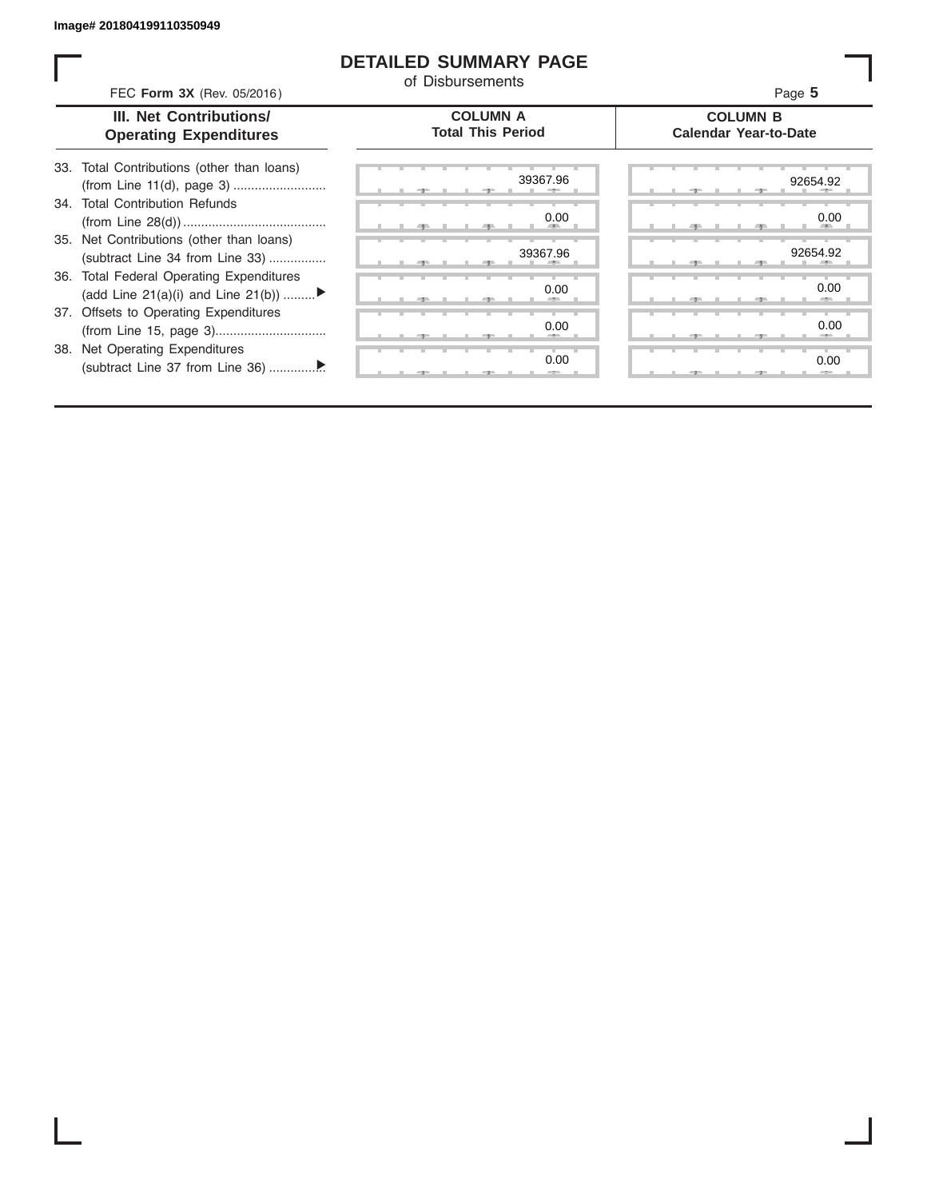Image# 201804199110350949

# DETAILED SUMMARY PAGE

of Disbursements

FEC **Form 3X** (Rev. 05/2016)

| III. Net Contributions/ Operating Expenditures | COLUMN A Total This Period | COLUMN B Calendar Year-to-Date |
|---|---|---|
| 33. Total Contributions (other than loans) (from Line 11(d), page 3) .......................... | 39367.96 | 92654.92 |
| 34. Total Contribution Refunds (from Line 28(d)) ........................................ | 0.00 | 0.00 |
| 35. Net Contributions (other than loans) (subtract Line 34 from Line 33) ................ | 39367.96 | 92654.92 |
| 36. Total Federal Operating Expenditures (add Line 21(a)(i) and Line 21(b)) ......... ▶ | 0.00 | 0.00 |
| 37. Offsets to Operating Expenditures (from Line 15, page 3)............................... | 0.00 | 0.00 |
| 38. Net Operating Expenditures (subtract Line 37 from Line 36) ............... ▶ | 0.00 | 0.00 |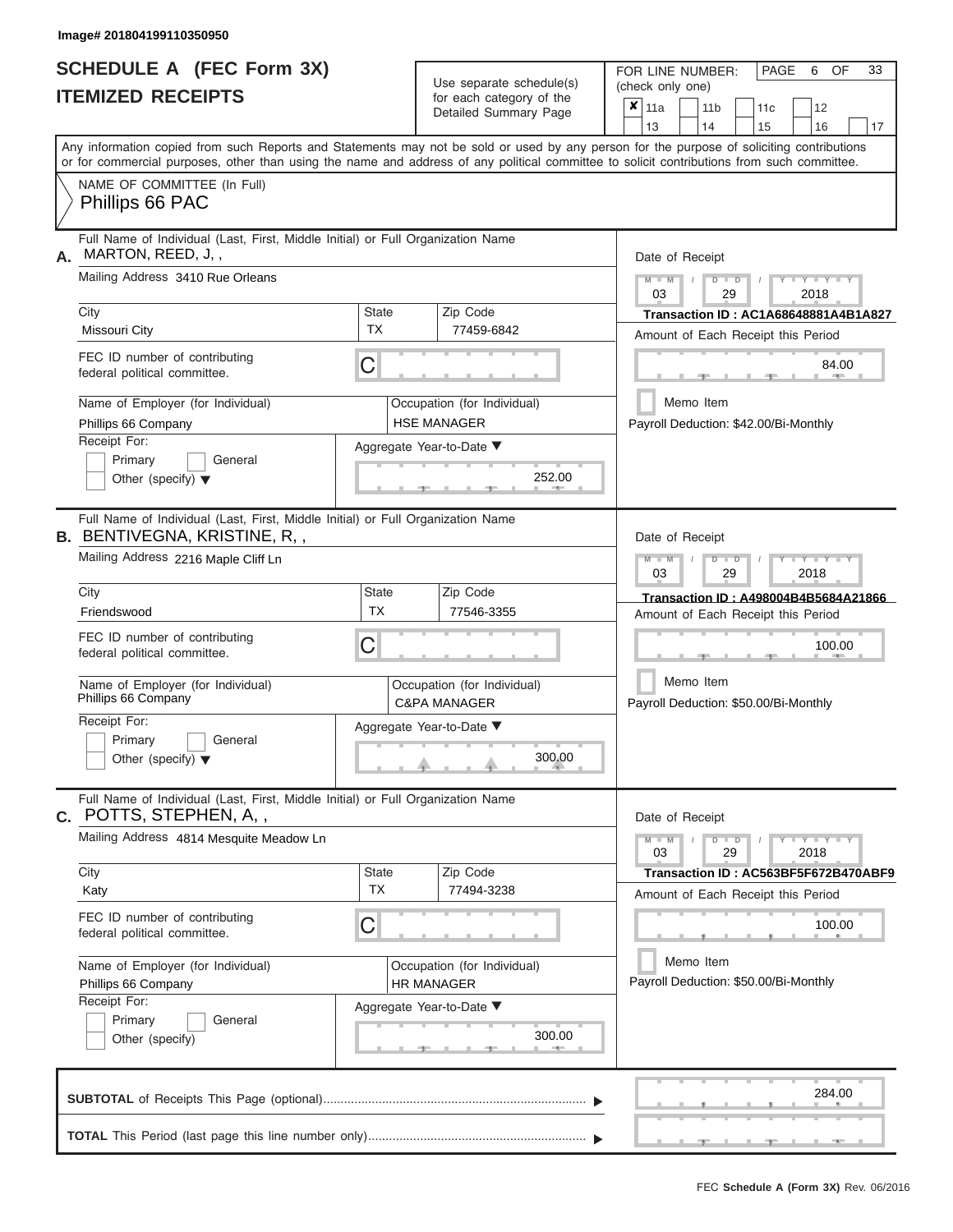Image# 201804199110350950

# SCHEDULE A (FEC Form 3X)
# ITEMIZED RECEIPTS

Use separate schedule(s) for each category of the Detailed Summary Page

FOR LINE NUMBER: (check only one)

| | | | | |
|---|---|---|---|---|
| ✘ 11a | 11b | 11c | 12 | |
| 13 | 14 | 15 | 16 | 17 |

PAGE 6 OF 33

Any information copied from such Reports and Statements may not be sold or used by any person for the purpose of soliciting contributions or for commercial purposes, other than using the name and address of any political committee to solicit contributions from such committee.

NAME OF COMMITTEE (In Full)
Phillips 66 PAC

---

**A.** Full Name of Individual (Last, First, Middle Initial) or Full Organization Name
MARTON, REED, J, ,

Mailing Address 3410 Rue Orleans

City: Missouri City | State: TX | Zip Code: 77459-6842

FEC ID number of contributing federal political committee. C

Name of Employer (for Individual): Phillips 66 Company
Occupation (for Individual): HSE MANAGER

Receipt For: Primary / General / Other (specify)

Aggregate Year-to-Date: 252.00

Date of Receipt: 03 / 29 / 2018
Transaction ID : AC1A68648881A4B1A827
Amount of Each Receipt this Period: 84.00
Memo Item
Payroll Deduction: $42.00/Bi-Monthly

---

**B.** Full Name of Individual (Last, First, Middle Initial) or Full Organization Name
BENTIVEGNA, KRISTINE, R, ,

Mailing Address 2216 Maple Cliff Ln

City: Friendswood | State: TX | Zip Code: 77546-3355

FEC ID number of contributing federal political committee. C

Name of Employer (for Individual): Phillips 66 Company
Occupation (for Individual): C&PA MANAGER

Receipt For: Primary / General / Other (specify)

Aggregate Year-to-Date: 300.00

Date of Receipt: 03 / 29 / 2018
Transaction ID : A498004B4B5684A21866
Amount of Each Receipt this Period: 100.00
Memo Item
Payroll Deduction: $50.00/Bi-Monthly

---

**C.** Full Name of Individual (Last, First, Middle Initial) or Full Organization Name
POTTS, STEPHEN, A, ,

Mailing Address 4814 Mesquite Meadow Ln

City: Katy | State: TX | Zip Code: 77494-3238

FEC ID number of contributing federal political committee. C

Name of Employer (for Individual): Phillips 66 Company
Occupation (for Individual): HR MANAGER

Receipt For: Primary / General / Other (specify)

Aggregate Year-to-Date: 300.00

Date of Receipt: 03 / 29 / 2018
Transaction ID : AC563BF5F672B470ABF9
Amount of Each Receipt this Period: 100.00
Memo Item
Payroll Deduction: $50.00/Bi-Monthly

---

**SUBTOTAL** of Receipts This Page (optional) ▶ 284.00

**TOTAL** This Period (last page this line number only) ▶

FEC **Schedule A (Form 3X)** Rev. 06/2016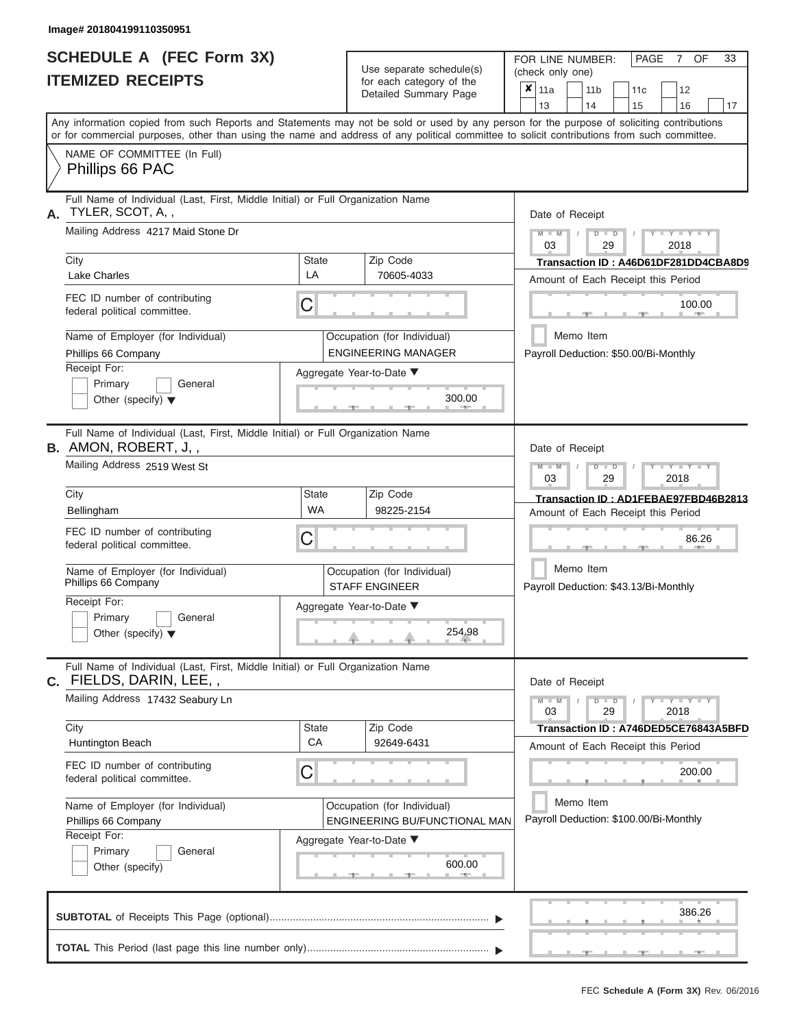Image# 201804199110350951

# SCHEDULE A (FEC Form 3X)
# ITEMIZED RECEIPTS

Use separate schedule(s) for each category of the Detailed Summary Page

FOR LINE NUMBER: (check only one)

- [x] 11a
- [ ] 11b
- [ ] 11c
- [ ] 12
- [ ] 13
- [ ] 14
- [ ] 15
- [ ] 16
- [ ] 17

PAGE 7 OF 33

Any information copied from such Reports and Statements may not be sold or used by any person for the purpose of soliciting contributions or for commercial purposes, other than using the name and address of any political committee to solicit contributions from such committee.

NAME OF COMMITTEE (In Full)
Phillips 66 PAC

---

**A.** Full Name of Individual (Last, First, Middle Initial) or Full Organization Name
TYLER, SCOT, A, ,

Mailing Address 4217 Maid Stone Dr

| City | State | Zip Code |
|---|---|---|
| Lake Charles | LA | 70605-4033 |

FEC ID number of contributing federal political committee. C

Name of Employer (for Individual): Phillips 66 Company
Occupation (for Individual): ENGINEERING MANAGER

Receipt For: Primary / General / Other (specify)

Aggregate Year-to-Date: 300.00

Date of Receipt: 03 / 29 / 2018
Transaction ID : A46D61DF281DD4CBA8D9
Amount of Each Receipt this Period: 100.00
Memo Item
Payroll Deduction: $50.00/Bi-Monthly

---

**B.** Full Name of Individual (Last, First, Middle Initial) or Full Organization Name
AMON, ROBERT, J, ,

Mailing Address 2519 West St

| City | State | Zip Code |
|---|---|---|
| Bellingham | WA | 98225-2154 |

FEC ID number of contributing federal political committee. C

Name of Employer (for Individual): Phillips 66 Company
Occupation (for Individual): STAFF ENGINEER

Receipt For: Primary / General / Other (specify)

Aggregate Year-to-Date: 254.98

Date of Receipt: 03 / 29 / 2018
Transaction ID : AD1FEBAE97FBD46B2813
Amount of Each Receipt this Period: 86.26
Memo Item
Payroll Deduction: $43.13/Bi-Monthly

---

**C.** Full Name of Individual (Last, First, Middle Initial) or Full Organization Name
FIELDS, DARIN, LEE, ,

Mailing Address 17432 Seabury Ln

| City | State | Zip Code |
|---|---|---|
| Huntington Beach | CA | 92649-6431 |

FEC ID number of contributing federal political committee. C

Name of Employer (for Individual): Phillips 66 Company
Occupation (for Individual): ENGINEERING BU/FUNCTIONAL MAN

Receipt For: Primary / General / Other (specify)

Aggregate Year-to-Date: 600.00

Date of Receipt: 03 / 29 / 2018
Transaction ID : A746DED5CE76843A5BFD
Amount of Each Receipt this Period: 200.00
Memo Item
Payroll Deduction: $100.00/Bi-Monthly

---

**SUBTOTAL** of Receipts This Page (optional): 386.26

**TOTAL** This Period (last page this line number only):

FEC Schedule A (Form 3X) Rev. 06/2016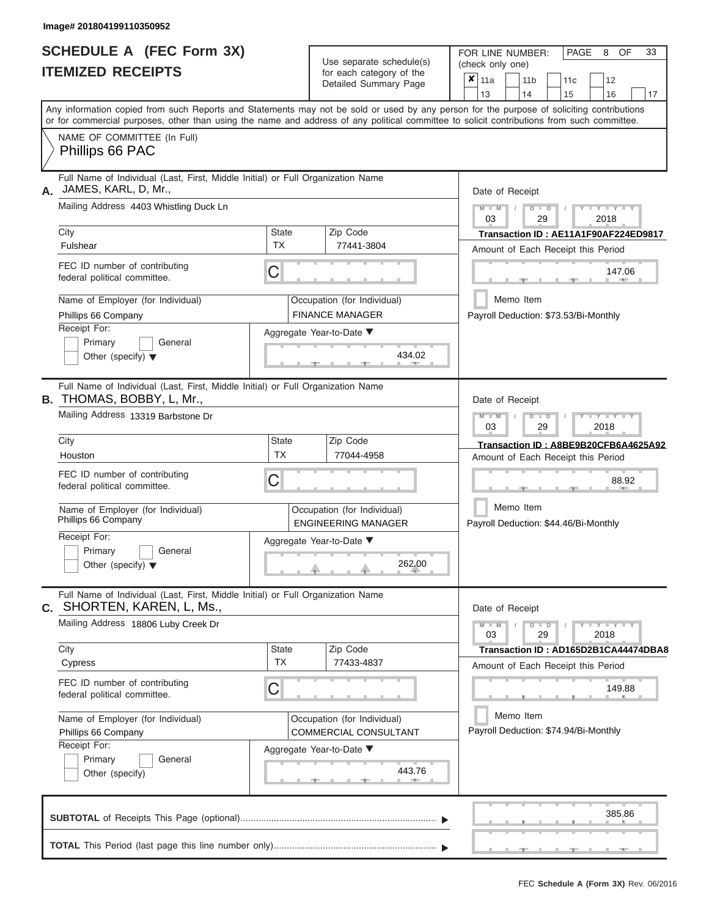Image# 201804199110350952

# SCHEDULE A (FEC Form 3X)
## ITEMIZED RECEIPTS

Use separate schedule(s) for each category of the Detailed Summary Page

FOR LINE NUMBER: (check only one)

| | | | | |
|---|---|---|---|---|
| ✘ 11a | 11b | 11c | 12 | |
| 13 | 14 | 15 | 16 | 17 |

Any information copied from such Reports and Statements may not be sold or used by any person for the purpose of soliciting contributions or for commercial purposes, other than using the name and address of any political committee to solicit contributions from such committee.

NAME OF COMMITTEE (In Full)
Phillips 66 PAC

---

**A.** Full Name of Individual (Last, First, Middle Initial) or Full Organization Name
JAMES, KARL, D, Mr.,

Mailing Address: 4403 Whistling Duck Ln

City: Fulshear | State: TX | Zip Code: 77441-3804

FEC ID number of contributing federal political committee: C

Name of Employer (for Individual): Phillips 66 Company

Occupation (for Individual): FINANCE MANAGER

Receipt For: Primary / General / Other (specify)

Aggregate Year-to-Date: 434.02

Date of Receipt: 03 / 29 / 2018

Transaction ID : AE11A1F90AF224ED9817

Amount of Each Receipt this Period: 147.06

Memo Item

Payroll Deduction: $73.53/Bi-Monthly

---

**B.** Full Name of Individual (Last, First, Middle Initial) or Full Organization Name
THOMAS, BOBBY, L, Mr.,

Mailing Address: 13319 Barbstone Dr

City: Houston | State: TX | Zip Code: 77044-4958

FEC ID number of contributing federal political committee: C

Name of Employer (for Individual): Phillips 66 Company

Occupation (for Individual): ENGINEERING MANAGER

Receipt For: Primary / General / Other (specify)

Aggregate Year-to-Date: 262.00

Date of Receipt: 03 / 29 / 2018

Transaction ID : A8BE9B20CFB6A4625A92

Amount of Each Receipt this Period: 88.92

Memo Item

Payroll Deduction: $44.46/Bi-Monthly

---

**C.** Full Name of Individual (Last, First, Middle Initial) or Full Organization Name
SHORTEN, KAREN, L, Ms.,

Mailing Address: 18806 Luby Creek Dr

City: Cypress | State: TX | Zip Code: 77433-4837

FEC ID number of contributing federal political committee: C

Name of Employer (for Individual): Phillips 66 Company

Occupation (for Individual): COMMERCIAL CONSULTANT

Receipt For: Primary / General / Other (specify)

Aggregate Year-to-Date: 443.76

Date of Receipt: 03 / 29 / 2018

Transaction ID : AD165D2B1CA44474DBA8

Amount of Each Receipt this Period: 149.88

Memo Item

Payroll Deduction: $74.94/Bi-Monthly

---

**SUBTOTAL** of Receipts This Page (optional): 385.86

**TOTAL** This Period (last page this line number only):

FEC **Schedule A (Form 3X)** Rev. 06/2016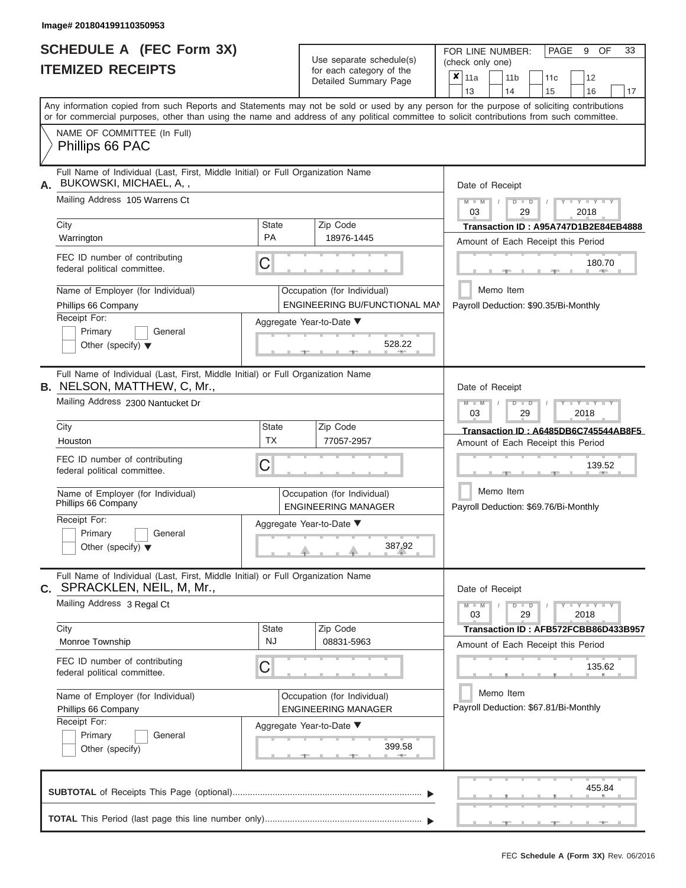Image# 201804199110350953

# SCHEDULE A (FEC Form 3X)
# ITEMIZED RECEIPTS

Use separate schedule(s) for each category of the Detailed Summary Page

FOR LINE NUMBER: (check only one)

- [x] 11a
- [ ] 11b
- [ ] 11c
- [ ] 12
- [ ] 13
- [ ] 14
- [ ] 15
- [ ] 16
- [ ] 17

PAGE 9 OF 33

Any information copied from such Reports and Statements may not be sold or used by any person for the purpose of soliciting contributions or for commercial purposes, other than using the name and address of any political committee to solicit contributions from such committee.

NAME OF COMMITTEE (In Full)
Phillips 66 PAC

---

**A.** Full Name of Individual (Last, First, Middle Initial) or Full Organization Name: BUKOWSKI, MICHAEL, A, ,

Mailing Address: 105 Warrens Ct

| City | State | Zip Code |
|---|---|---|
| Warrington | PA | 18976-1445 |

FEC ID number of contributing federal political committee: C

Name of Employer (for Individual): Phillips 66 Company

Occupation (for Individual): ENGINEERING BU/FUNCTIONAL MAN

Receipt For: [ ] Primary [ ] General [ ] Other (specify)

Aggregate Year-to-Date: 528.22

Date of Receipt: 03 / 29 / 2018

Transaction ID : A95A747D1B2E84EB4888

Amount of Each Receipt this Period: 180.70

[ ] Memo Item

Payroll Deduction: $90.35/Bi-Monthly

---

**B.** Full Name of Individual (Last, First, Middle Initial) or Full Organization Name: NELSON, MATTHEW, C, Mr.,

Mailing Address: 2300 Nantucket Dr

| City | State | Zip Code |
|---|---|---|
| Houston | TX | 77057-2957 |

FEC ID number of contributing federal political committee: C

Name of Employer (for Individual): Phillips 66 Company

Occupation (for Individual): ENGINEERING MANAGER

Receipt For: [ ] Primary [ ] General [ ] Other (specify)

Aggregate Year-to-Date: 387.92

Date of Receipt: 03 / 29 / 2018

Transaction ID : A6485DB6C745544AB8F5

Amount of Each Receipt this Period: 139.52

[ ] Memo Item

Payroll Deduction: $69.76/Bi-Monthly

---

**C.** Full Name of Individual (Last, First, Middle Initial) or Full Organization Name: SPRACKLEN, NEIL, M, Mr.,

Mailing Address: 3 Regal Ct

| City | State | Zip Code |
|---|---|---|
| Monroe Township | NJ | 08831-5963 |

FEC ID number of contributing federal political committee: C

Name of Employer (for Individual): Phillips 66 Company

Occupation (for Individual): ENGINEERING MANAGER

Receipt For: [ ] Primary [ ] General [ ] Other (specify)

Aggregate Year-to-Date: 399.58

Date of Receipt: 03 / 29 / 2018

Transaction ID : AFB572FCBB86D433B957

Amount of Each Receipt this Period: 135.62

[ ] Memo Item

Payroll Deduction: $67.81/Bi-Monthly

---

**SUBTOTAL** of Receipts This Page (optional): 455.84

**TOTAL** This Period (last page this line number only):

FEC Schedule A (Form 3X) Rev. 06/2016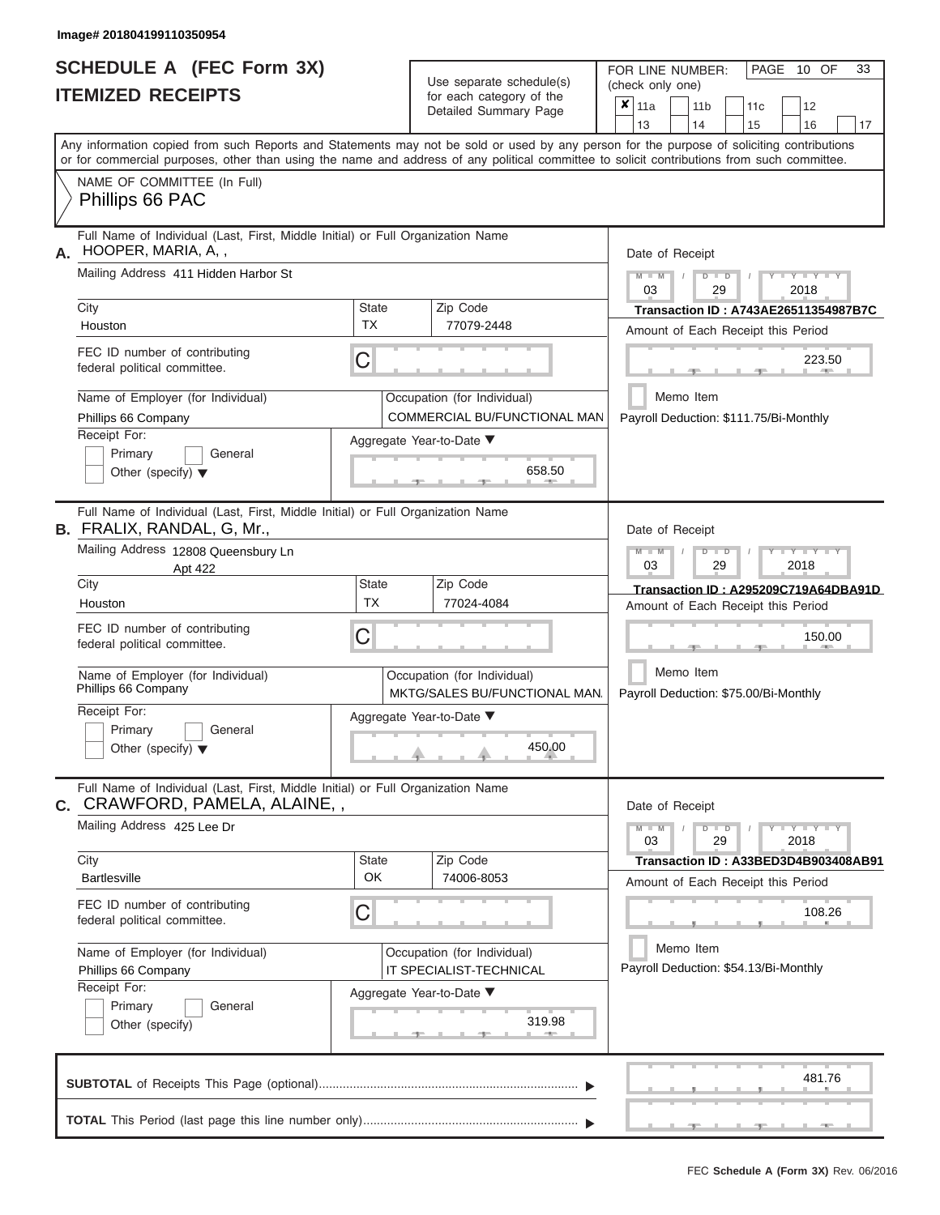Image# 201804199110350954

# SCHEDULE A (FEC Form 3X)
## ITEMIZED RECEIPTS

Use separate schedule(s) for each category of the Detailed Summary Page

FOR LINE NUMBER: (check only one)

- [x] 11a
- [ ] 11b
- [ ] 11c
- [ ] 12
- [ ] 13
- [ ] 14
- [ ] 15
- [ ] 16
- [ ] 17

PAGE 10 OF 33

Any information copied from such Reports and Statements may not be sold or used by any person for the purpose of soliciting contributions or for commercial purposes, other than using the name and address of any political committee to solicit contributions from such committee.

NAME OF COMMITTEE (In Full)
Phillips 66 PAC

---

**A.** Full Name of Individual (Last, First, Middle Initial) or Full Organization Name
HOOPER, MARIA, A, ,

Mailing Address 411 Hidden Harbor St

City: Houston
State: TX
Zip Code: 77079-2448

FEC ID number of contributing federal political committee. C

Name of Employer (for Individual): Phillips 66 Company
Occupation (for Individual): COMMERCIAL BU/FUNCTIONAL MAN

Receipt For: Primary / General / Other (specify)

Aggregate Year-to-Date: 658.50

Date of Receipt: 03 / 29 / 2018
Transaction ID : A743AE26511354987B7C
Amount of Each Receipt this Period: 223.50
Memo Item
Payroll Deduction: $111.75/Bi-Monthly

---

**B.** Full Name of Individual (Last, First, Middle Initial) or Full Organization Name
FRALIX, RANDAL, G, Mr.,

Mailing Address 12808 Queensbury Ln
Apt 422

City: Houston
State: TX
Zip Code: 77024-4084

FEC ID number of contributing federal political committee. C

Name of Employer (for Individual): Phillips 66 Company
Occupation (for Individual): MKTG/SALES BU/FUNCTIONAL MAN.

Receipt For: Primary / General / Other (specify)

Aggregate Year-to-Date: 450.00

Date of Receipt: 03 / 29 / 2018
Transaction ID : A295209C719A64DBA91D
Amount of Each Receipt this Period: 150.00
Memo Item
Payroll Deduction: $75.00/Bi-Monthly

---

**C.** Full Name of Individual (Last, First, Middle Initial) or Full Organization Name
CRAWFORD, PAMELA, ALAINE, ,

Mailing Address 425 Lee Dr

City: Bartlesville
State: OK
Zip Code: 74006-8053

FEC ID number of contributing federal political committee. C

Name of Employer (for Individual): Phillips 66 Company
Occupation (for Individual): IT SPECIALIST-TECHNICAL

Receipt For: Primary / General / Other (specify)

Aggregate Year-to-Date: 319.98

Date of Receipt: 03 / 29 / 2018
Transaction ID : A33BED3D4B903408AB91
Amount of Each Receipt this Period: 108.26
Memo Item
Payroll Deduction: $54.13/Bi-Monthly

---

**SUBTOTAL** of Receipts This Page (optional): 481.76

**TOTAL** This Period (last page this line number only):

FEC **Schedule A (Form 3X)** Rev. 06/2016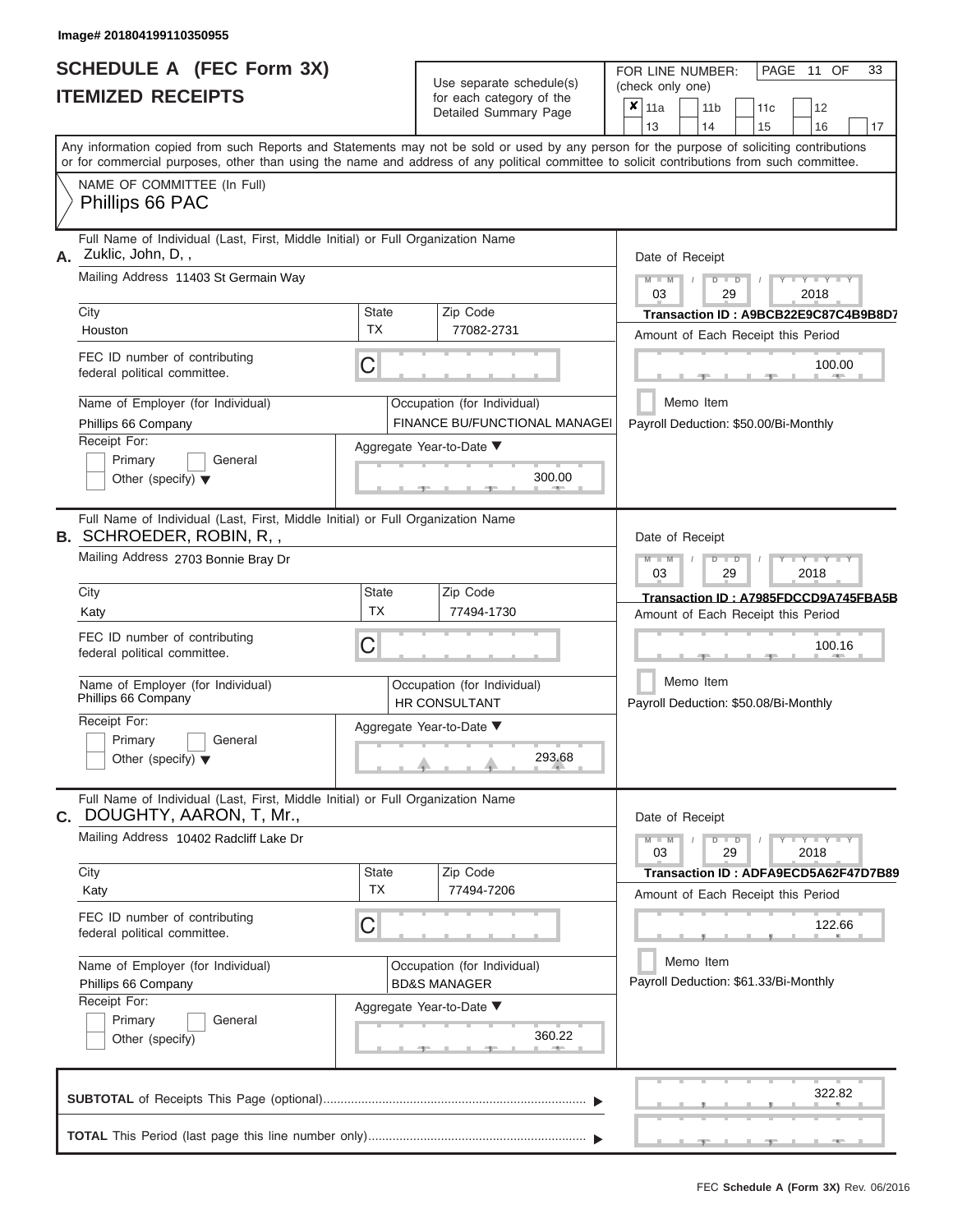Image# 201804199110350955

# SCHEDULE A (FEC Form 3X)
# ITEMIZED RECEIPTS

Use separate schedule(s) for each category of the Detailed Summary Page

FOR LINE NUMBER: (check only one)

- [x] 11a
- [ ] 11b
- [ ] 11c
- [ ] 12
- [ ] 13
- [ ] 14
- [ ] 15
- [ ] 16
- [ ] 17

PAGE 11 OF 33

Any information copied from such Reports and Statements may not be sold or used by any person for the purpose of soliciting contributions or for commercial purposes, other than using the name and address of any political committee to solicit contributions from such committee.

NAME OF COMMITTEE (In Full)
Phillips 66 PAC

---

**A.** Full Name of Individual (Last, First, Middle Initial) or Full Organization Name: Zuklic, John, D, ,

Mailing Address: 11403 St Germain Way

City: Houston | State: TX | Zip Code: 77082-2731

FEC ID number of contributing federal political committee: C

Name of Employer (for Individual): Phillips 66 Company

Occupation (for Individual): FINANCE BU/FUNCTIONAL MANAGEI

Receipt For: Primary / General / Other (specify)

Aggregate Year-to-Date: 300.00

Date of Receipt: 03 / 29 / 2018

Transaction ID : A9BCB22E9C87C4B9B8D7

Amount of Each Receipt this Period: 100.00

Memo Item

Payroll Deduction: $50.00/Bi-Monthly

---

**B.** Full Name of Individual (Last, First, Middle Initial) or Full Organization Name: SCHROEDER, ROBIN, R, ,

Mailing Address: 2703 Bonnie Bray Dr

City: Katy | State: TX | Zip Code: 77494-1730

FEC ID number of contributing federal political committee: C

Name of Employer (for Individual): Phillips 66 Company

Occupation (for Individual): HR CONSULTANT

Receipt For: Primary / General / Other (specify)

Aggregate Year-to-Date: 293.68

Date of Receipt: 03 / 29 / 2018

Transaction ID : A7985FDCCD9A745FBA5B

Amount of Each Receipt this Period: 100.16

Memo Item

Payroll Deduction: $50.08/Bi-Monthly

---

**C.** Full Name of Individual (Last, First, Middle Initial) or Full Organization Name: DOUGHTY, AARON, T, Mr.,

Mailing Address: 10402 Radcliff Lake Dr

City: Katy | State: TX | Zip Code: 77494-7206

FEC ID number of contributing federal political committee: C

Name of Employer (for Individual): Phillips 66 Company

Occupation (for Individual): BD&S MANAGER

Receipt For: Primary / General / Other (specify)

Aggregate Year-to-Date: 360.22

Date of Receipt: 03 / 29 / 2018

Transaction ID : ADFA9ECD5A62F47D7B89

Amount of Each Receipt this Period: 122.66

Memo Item

Payroll Deduction: $61.33/Bi-Monthly

---

**SUBTOTAL** of Receipts This Page (optional): 322.82

**TOTAL** This Period (last page this line number only):

FEC **Schedule A (Form 3X)** Rev. 06/2016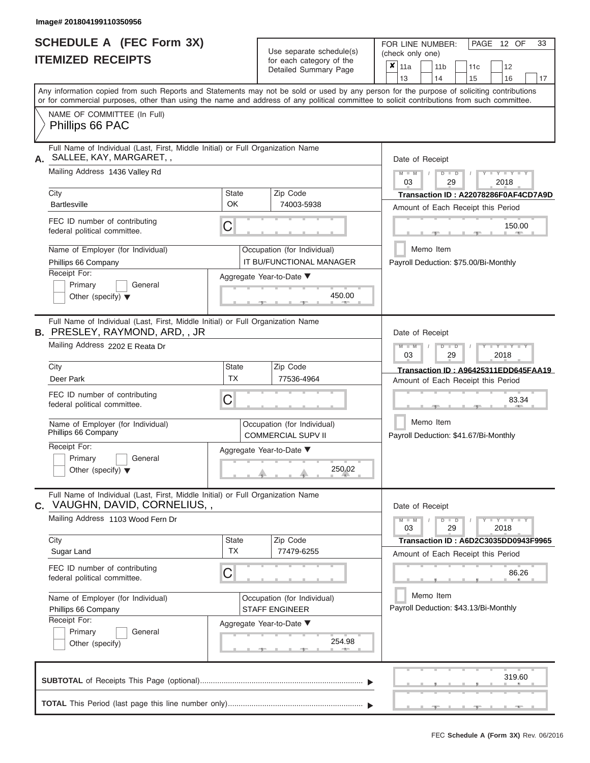Image# 201804199110350956

# SCHEDULE A (FEC Form 3X)
# ITEMIZED RECEIPTS

Use separate schedule(s) for each category of the Detailed Summary Page

FOR LINE NUMBER: (check only one)

- [x] 11a
- [ ] 11b
- [ ] 11c
- [ ] 12
- [ ] 13
- [ ] 14
- [ ] 15
- [ ] 16
- [ ] 17

PAGE 12 OF 33

Any information copied from such Reports and Statements may not be sold or used by any person for the purpose of soliciting contributions or for commercial purposes, other than using the name and address of any political committee to solicit contributions from such committee.

NAME OF COMMITTEE (In Full)
Phillips 66 PAC

---

**A.** Full Name of Individual (Last, First, Middle Initial) or Full Organization Name
SALLEE, KAY, MARGARET, ,

Mailing Address 1436 Valley Rd

City: Bartlesville | State: OK | Zip Code: 74003-5938

FEC ID number of contributing federal political committee. C

Name of Employer (for Individual): Phillips 66 Company

Occupation (for Individual): IT BU/FUNCTIONAL MANAGER

Receipt For: Primary / General / Other (specify)

Aggregate Year-to-Date: 450.00

Date of Receipt: 03 / 29 / 2018

Transaction ID : A22078286F0AF4CD7A9D

Amount of Each Receipt this Period: 150.00

Memo Item

Payroll Deduction: $75.00/Bi-Monthly

---

**B.** Full Name of Individual (Last, First, Middle Initial) or Full Organization Name
PRESLEY, RAYMOND, ARD, , JR

Mailing Address 2202 E Reata Dr

City: Deer Park | State: TX | Zip Code: 77536-4964

FEC ID number of contributing federal political committee. C

Name of Employer (for Individual): Phillips 66 Company

Occupation (for Individual): COMMERCIAL SUPV II

Receipt For: Primary / General / Other (specify)

Aggregate Year-to-Date: 250.02

Date of Receipt: 03 / 29 / 2018

Transaction ID : A96425311EDD645FAA19

Amount of Each Receipt this Period: 83.34

Memo Item

Payroll Deduction: $41.67/Bi-Monthly

---

**C.** Full Name of Individual (Last, First, Middle Initial) or Full Organization Name
VAUGHN, DAVID, CORNELIUS, ,

Mailing Address 1103 Wood Fern Dr

City: Sugar Land | State: TX | Zip Code: 77479-6255

FEC ID number of contributing federal political committee. C

Name of Employer (for Individual): Phillips 66 Company

Occupation (for Individual): STAFF ENGINEER

Receipt For: Primary / General / Other (specify)

Aggregate Year-to-Date: 254.98

Date of Receipt: 03 / 29 / 2018

Transaction ID : A6D2C3035DD0943F9965

Amount of Each Receipt this Period: 86.26

Memo Item

Payroll Deduction: $43.13/Bi-Monthly

---

**SUBTOTAL** of Receipts This Page (optional): 319.60

**TOTAL** This Period (last page this line number only):

FEC Schedule A (Form 3X) Rev. 06/2016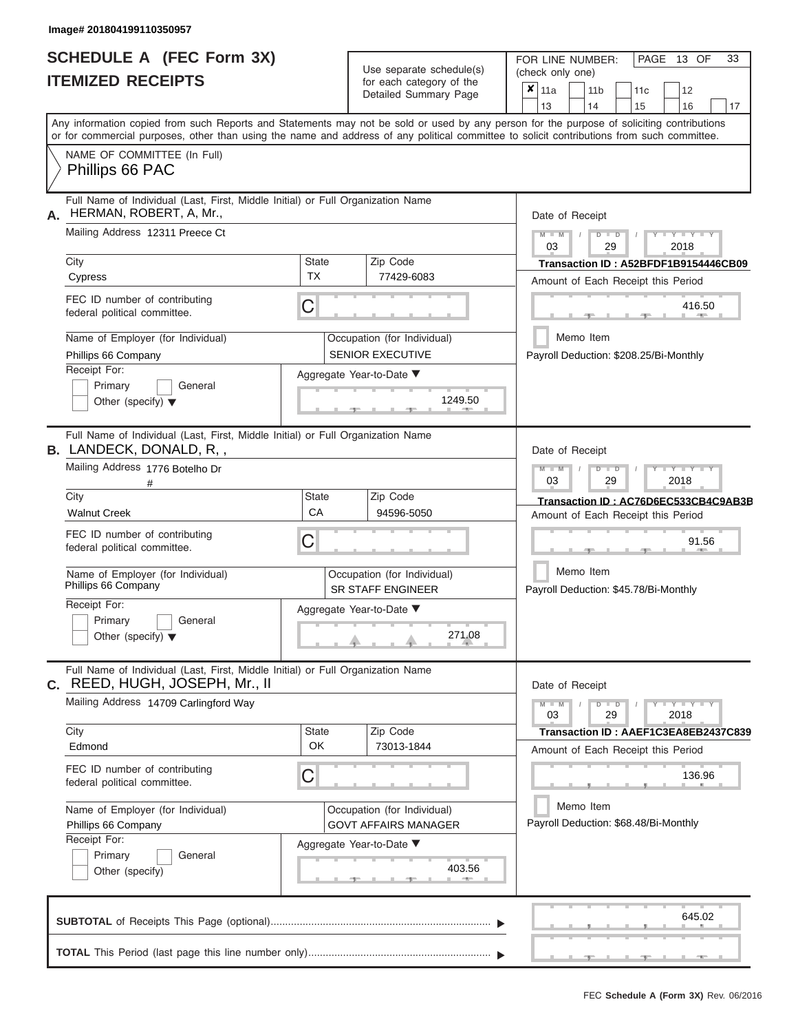Image# 201804199110350957

# SCHEDULE A (FEC Form 3X)
## ITEMIZED RECEIPTS

Use separate schedule(s) for each category of the Detailed Summary Page

FOR LINE NUMBER: (check only one)

- [x] 11a
- [ ] 11b
- [ ] 11c
- [ ] 12
- [ ] 13
- [ ] 14
- [ ] 15
- [ ] 16
- [ ] 17

Any information copied from such Reports and Statements may not be sold or used by any person for the purpose of soliciting contributions or for commercial purposes, other than using the name and address of any political committee to solicit contributions from such committee.

NAME OF COMMITTEE (In Full)
Phillips 66 PAC

---

**A.** Full Name of Individual (Last, First, Middle Initial) or Full Organization Name: HERMAN, ROBERT, A, Mr.,

Mailing Address: 12311 Preece Ct

City: Cypress | State: TX | Zip Code: 77429-6083

FEC ID number of contributing federal political committee: C

Name of Employer (for Individual): Phillips 66 Company

Occupation (for Individual): SENIOR EXECUTIVE

Receipt For: Primary / General / Other (specify)

Aggregate Year-to-Date: 1249.50

Date of Receipt: 03 / 29 / 2018

Transaction ID : A52BFDF1B9154446CB09

Amount of Each Receipt this Period: 416.50

Memo Item

Payroll Deduction: $208.25/Bi-Monthly

---

**B.** Full Name of Individual (Last, First, Middle Initial) or Full Organization Name: LANDECK, DONALD, R, ,

Mailing Address: 1776 Botelho Dr #

City: Walnut Creek | State: CA | Zip Code: 94596-5050

FEC ID number of contributing federal political committee: C

Name of Employer (for Individual): Phillips 66 Company

Occupation (for Individual): SR STAFF ENGINEER

Receipt For: Primary / General / Other (specify)

Aggregate Year-to-Date: 271.08

Date of Receipt: 03 / 29 / 2018

Transaction ID : AC76D6EC533CB4C9AB3B

Amount of Each Receipt this Period: 91.56

Memo Item

Payroll Deduction: $45.78/Bi-Monthly

---

**C.** Full Name of Individual (Last, First, Middle Initial) or Full Organization Name: REED, HUGH, JOSEPH, Mr., II

Mailing Address: 14709 Carlingford Way

City: Edmond | State: OK | Zip Code: 73013-1844

FEC ID number of contributing federal political committee: C

Name of Employer (for Individual): Phillips 66 Company

Occupation (for Individual): GOVT AFFAIRS MANAGER

Receipt For: Primary / General / Other (specify)

Aggregate Year-to-Date: 403.56

Date of Receipt: 03 / 29 / 2018

Transaction ID : AAEF1C3EA8EB2437C839

Amount of Each Receipt this Period: 136.96

Memo Item

Payroll Deduction: $68.48/Bi-Monthly

---

**SUBTOTAL** of Receipts This Page (optional): 645.02

**TOTAL** This Period (last page this line number only):

FEC Schedule A (Form 3X) Rev. 06/2016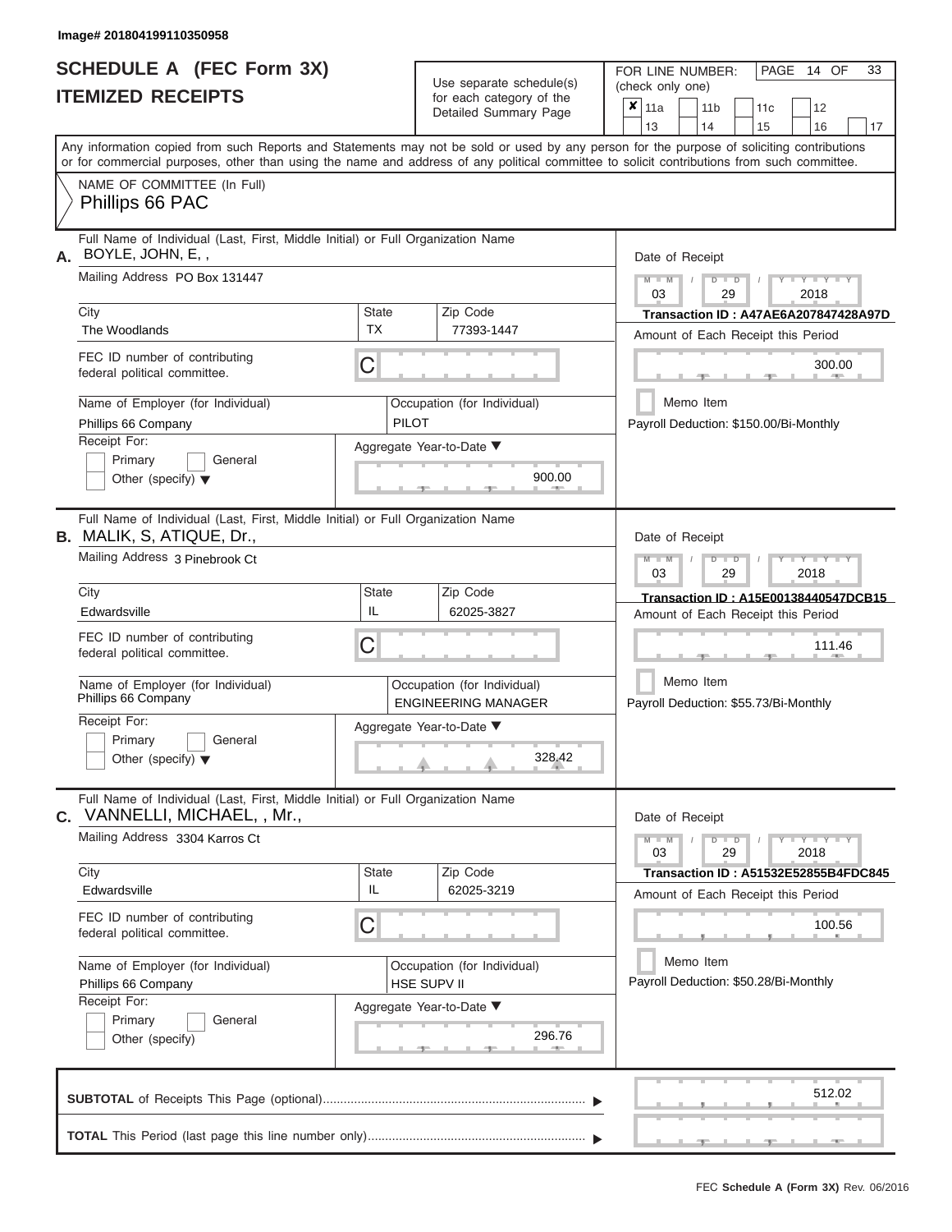Image# 201804199110350958

# SCHEDULE A (FEC Form 3X)
## ITEMIZED RECEIPTS

Use separate schedule(s) for each category of the Detailed Summary Page

FOR LINE NUMBER: (check only one)

☒ 11a ☐ 11b ☐ 11c ☐ 12 ☐ 13 ☐ 14 ☐ 15 ☐ 16 ☐ 17

PAGE 14 OF 33

Any information copied from such Reports and Statements may not be sold or used by any person for the purpose of soliciting contributions or for commercial purposes, other than using the name and address of any political committee to solicit contributions from such committee.

NAME OF COMMITTEE (In Full)
Phillips 66 PAC

---

**A.** Full Name of Individual (Last, First, Middle Initial) or Full Organization Name
BOYLE, JOHN, E, ,

Mailing Address: PO Box 131447

City: The Woodlands | State: TX | Zip Code: 77393-1447

FEC ID number of contributing federal political committee: C

Name of Employer (for Individual): Phillips 66 Company

Occupation (for Individual): PILOT

Receipt For: ☐ Primary ☐ General ☐ Other (specify)

Aggregate Year-to-Date: 900.00

Date of Receipt: 03 / 29 / 2018

Transaction ID : A47AE6A207847428A97D

Amount of Each Receipt this Period: 300.00

☐ Memo Item

Payroll Deduction: $150.00/Bi-Monthly

---

**B.** Full Name of Individual (Last, First, Middle Initial) or Full Organization Name
MALIK, S, ATIQUE, Dr.,

Mailing Address: 3 Pinebrook Ct

City: Edwardsville | State: IL | Zip Code: 62025-3827

FEC ID number of contributing federal political committee: C

Name of Employer (for Individual): Phillips 66 Company

Occupation (for Individual): ENGINEERING MANAGER

Receipt For: ☐ Primary ☐ General ☐ Other (specify)

Aggregate Year-to-Date: 328.42

Date of Receipt: 03 / 29 / 2018

Transaction ID : A15E00138440547DCB15

Amount of Each Receipt this Period: 111.46

☐ Memo Item

Payroll Deduction: $55.73/Bi-Monthly

---

**C.** Full Name of Individual (Last, First, Middle Initial) or Full Organization Name
VANNELLI, MICHAEL, , Mr.,

Mailing Address: 3304 Karros Ct

City: Edwardsville | State: IL | Zip Code: 62025-3219

FEC ID number of contributing federal political committee: C

Name of Employer (for Individual): Phillips 66 Company

Occupation (for Individual): HSE SUPV II

Receipt For: ☐ Primary ☐ General ☐ Other (specify)

Aggregate Year-to-Date: 296.76

Date of Receipt: 03 / 29 / 2018

Transaction ID : A51532E52855B4FDC845

Amount of Each Receipt this Period: 100.56

☐ Memo Item

Payroll Deduction: $50.28/Bi-Monthly

---

**SUBTOTAL** of Receipts This Page (optional): 512.02

**TOTAL** This Period (last page this line number only):

FEC Schedule A (Form 3X) Rev. 06/2016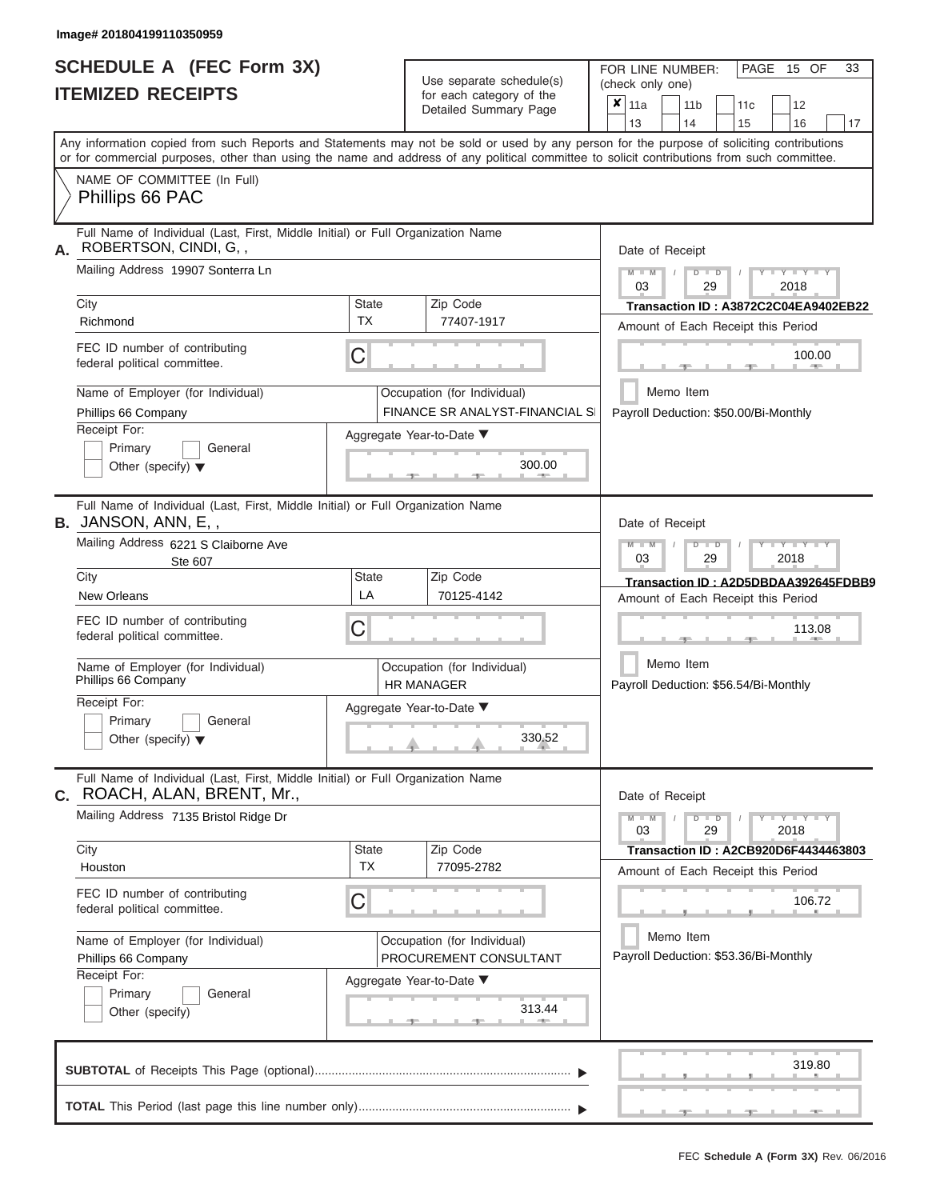Image# 201804199110350959

# SCHEDULE A (FEC Form 3X)
## ITEMIZED RECEIPTS

Use separate schedule(s) for each category of the Detailed Summary Page

FOR LINE NUMBER: (check only one)

- [x] 11a
- [ ] 11b
- [ ] 11c
- [ ] 12
- [ ] 13
- [ ] 14
- [ ] 15
- [ ] 16
- [ ] 17

Any information copied from such Reports and Statements may not be sold or used by any person for the purpose of soliciting contributions or for commercial purposes, other than using the name and address of any political committee to solicit contributions from such committee.

NAME OF COMMITTEE (In Full)
Phillips 66 PAC

---

**A.** Full Name of Individual (Last, First, Middle Initial) or Full Organization Name
ROBERTSON, CINDI, G, ,

Mailing Address 19907 Sonterra Ln

| City | State | Zip Code |
|---|---|---|
| Richmond | TX | 77407-1917 |

FEC ID number of contributing federal political committee. C

Name of Employer (for Individual): Phillips 66 Company

Occupation (for Individual): FINANCE SR ANALYST-FINANCIAL SI

Receipt For: Primary / General / Other (specify)

Aggregate Year-to-Date: 300.00

Date of Receipt: 03 / 29 / 2018

Transaction ID : A3872C2C04EA9402EB22

Amount of Each Receipt this Period: 100.00

Memo Item

Payroll Deduction: $50.00/Bi-Monthly

---

**B.** Full Name of Individual (Last, First, Middle Initial) or Full Organization Name
JANSON, ANN, E, ,

Mailing Address 6221 S Claiborne Ave
Ste 607

| City | State | Zip Code |
|---|---|---|
| New Orleans | LA | 70125-4142 |

FEC ID number of contributing federal political committee. C

Name of Employer (for Individual): Phillips 66 Company

Occupation (for Individual): HR MANAGER

Receipt For: Primary / General / Other (specify)

Aggregate Year-to-Date: 330.52

Date of Receipt: 03 / 29 / 2018

Transaction ID : A2D5DBDAA392645FDBB9

Amount of Each Receipt this Period: 113.08

Memo Item

Payroll Deduction: $56.54/Bi-Monthly

---

**C.** Full Name of Individual (Last, First, Middle Initial) or Full Organization Name
ROACH, ALAN, BRENT, Mr.,

Mailing Address 7135 Bristol Ridge Dr

| City | State | Zip Code |
|---|---|---|
| Houston | TX | 77095-2782 |

FEC ID number of contributing federal political committee. C

Name of Employer (for Individual): Phillips 66 Company

Occupation (for Individual): PROCUREMENT CONSULTANT

Receipt For: Primary / General / Other (specify)

Aggregate Year-to-Date: 313.44

Date of Receipt: 03 / 29 / 2018

Transaction ID : A2CB920D6F4434463803

Amount of Each Receipt this Period: 106.72

Memo Item

Payroll Deduction: $53.36/Bi-Monthly

---

**SUBTOTAL** of Receipts This Page (optional): 319.80

**TOTAL** This Period (last page this line number only):

FEC Schedule A (Form 3X) Rev. 06/2016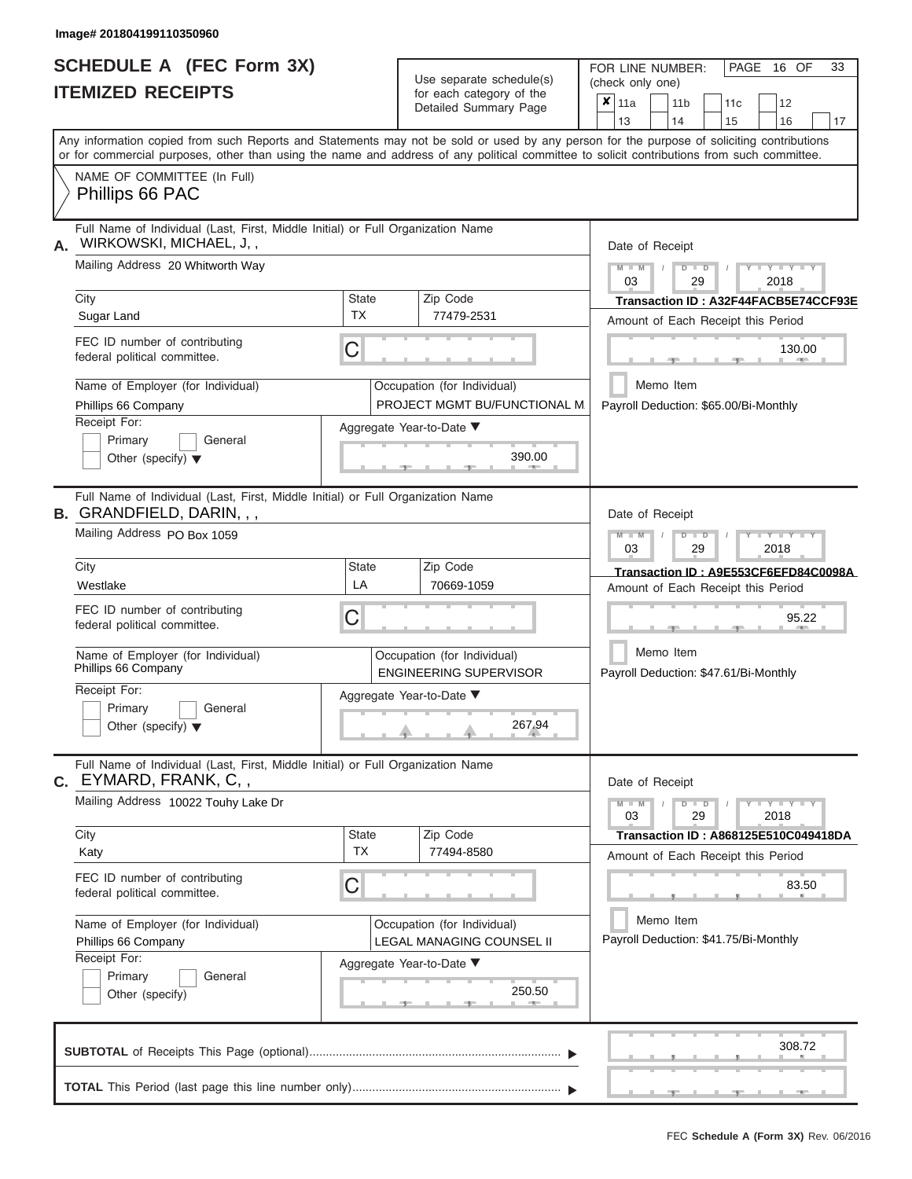Image# 201804199110350960

# SCHEDULE A (FEC Form 3X)
## ITEMIZED RECEIPTS

Use separate schedule(s) for each category of the Detailed Summary Page

FOR LINE NUMBER: (check only one)

| | | | |
|---|---|---|---|
| ☒ 11a | ☐ 11b | ☐ 11c | ☐ 12 |
| ☐ 13 | ☐ 14 | ☐ 15 | ☐ 16 | ☐ 17 |

PAGE 16 OF 33

Any information copied from such Reports and Statements may not be sold or used by any person for the purpose of soliciting contributions or for commercial purposes, other than using the name and address of any political committee to solicit contributions from such committee.

NAME OF COMMITTEE (In Full)
Phillips 66 PAC

---

**A.** Full Name of Individual (Last, First, Middle Initial) or Full Organization Name
WIRKOWSKI, MICHAEL, J, ,

Mailing Address 20 Whitworth Way

City: Sugar Land | State: TX | Zip Code: 77479-2531

FEC ID number of contributing federal political committee. C

Name of Employer (for Individual): Phillips 66 Company

Occupation (for Individual): PROJECT MGMT BU/FUNCTIONAL M

Receipt For: ☐ Primary ☐ General ☐ Other (specify)

Aggregate Year-to-Date: 390.00

Date of Receipt: 03/29/2018

Transaction ID : A32F44FACB5E74CCF93E

Amount of Each Receipt this Period: 130.00

☐ Memo Item

Payroll Deduction: $65.00/Bi-Monthly

---

**B.** Full Name of Individual (Last, First, Middle Initial) or Full Organization Name
GRANDFIELD, DARIN, , ,

Mailing Address PO Box 1059

City: Westlake | State: LA | Zip Code: 70669-1059

FEC ID number of contributing federal political committee. C

Name of Employer (for Individual): Phillips 66 Company

Occupation (for Individual): ENGINEERING SUPERVISOR

Receipt For: ☐ Primary ☐ General ☐ Other (specify)

Aggregate Year-to-Date: 267.94

Date of Receipt: 03/29/2018

Transaction ID : A9E553CF6EFD84C0098A

Amount of Each Receipt this Period: 95.22

☐ Memo Item

Payroll Deduction: $47.61/Bi-Monthly

---

**C.** Full Name of Individual (Last, First, Middle Initial) or Full Organization Name
EYMARD, FRANK, C, ,

Mailing Address 10022 Touhy Lake Dr

City: Katy | State: TX | Zip Code: 77494-8580

FEC ID number of contributing federal political committee. C

Name of Employer (for Individual): Phillips 66 Company

Occupation (for Individual): LEGAL MANAGING COUNSEL II

Receipt For: ☐ Primary ☐ General ☐ Other (specify)

Aggregate Year-to-Date: 250.50

Date of Receipt: 03/29/2018

Transaction ID : A868125E510C049418DA

Amount of Each Receipt this Period: 83.50

☐ Memo Item

Payroll Deduction: $41.75/Bi-Monthly

---

**SUBTOTAL** of Receipts This Page (optional): 308.72

**TOTAL** This Period (last page this line number only):

FEC **Schedule A (Form 3X)** Rev. 06/2016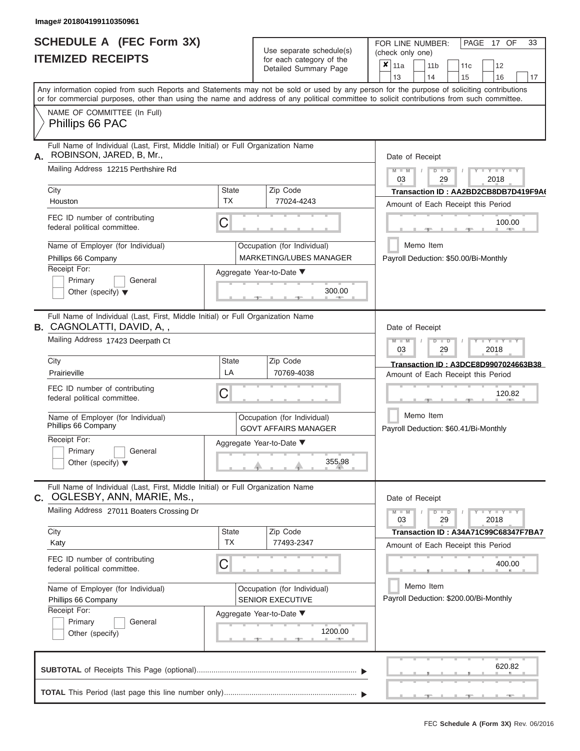Image# 201804199110350961

# SCHEDULE A (FEC Form 3X)
## ITEMIZED RECEIPTS

Use separate schedule(s) for each category of the Detailed Summary Page

FOR LINE NUMBER: (check only one)

- [x] 11a
- [ ] 11b
- [ ] 11c
- [ ] 12
- [ ] 13
- [ ] 14
- [ ] 15
- [ ] 16
- [ ] 17

PAGE 17 OF 33

Any information copied from such Reports and Statements may not be sold or used by any person for the purpose of soliciting contributions or for commercial purposes, other than using the name and address of any political committee to solicit contributions from such committee.

NAME OF COMMITTEE (In Full)
Phillips 66 PAC

---

**A.** Full Name of Individual (Last, First, Middle Initial) or Full Organization Name: ROBINSON, JARED, B, Mr.,

Mailing Address: 12215 Perthshire Rd

City: Houston | State: TX | Zip Code: 77024-4243

FEC ID number of contributing federal political committee: C

Name of Employer (for Individual): Phillips 66 Company

Occupation (for Individual): MARKETING/LUBES MANAGER

Receipt For: Primary / General / Other (specify)

Aggregate Year-to-Date: 300.00

Date of Receipt: 03 / 29 / 2018

Transaction ID : AA2BD2CB8DB7D419F9A(

Amount of Each Receipt this Period: 100.00

Memo Item

Payroll Deduction: $50.00/Bi-Monthly

---

**B.** Full Name of Individual (Last, First, Middle Initial) or Full Organization Name: CAGNOLATTI, DAVID, A, ,

Mailing Address: 17423 Deerpath Ct

City: Prairieville | State: LA | Zip Code: 70769-4038

FEC ID number of contributing federal political committee: C

Name of Employer (for Individual): Phillips 66 Company

Occupation (for Individual): GOVT AFFAIRS MANAGER

Receipt For: Primary / General / Other (specify)

Aggregate Year-to-Date: 355.98

Date of Receipt: 03 / 29 / 2018

Transaction ID : A3DCE8D9907024663B38

Amount of Each Receipt this Period: 120.82

Memo Item

Payroll Deduction: $60.41/Bi-Monthly

---

**C.** Full Name of Individual (Last, First, Middle Initial) or Full Organization Name: OGLESBY, ANN, MARIE, Ms.,

Mailing Address: 27011 Boaters Crossing Dr

City: Katy | State: TX | Zip Code: 77493-2347

FEC ID number of contributing federal political committee: C

Name of Employer (for Individual): Phillips 66 Company

Occupation (for Individual): SENIOR EXECUTIVE

Receipt For: Primary / General / Other (specify)

Aggregate Year-to-Date: 1200.00

Date of Receipt: 03 / 29 / 2018

Transaction ID : A34A71C99C68347F7BA7

Amount of Each Receipt this Period: 400.00

Memo Item

Payroll Deduction: $200.00/Bi-Monthly

---

**SUBTOTAL** of Receipts This Page (optional): 620.82

**TOTAL** This Period (last page this line number only):

FEC **Schedule A (Form 3X)** Rev. 06/2016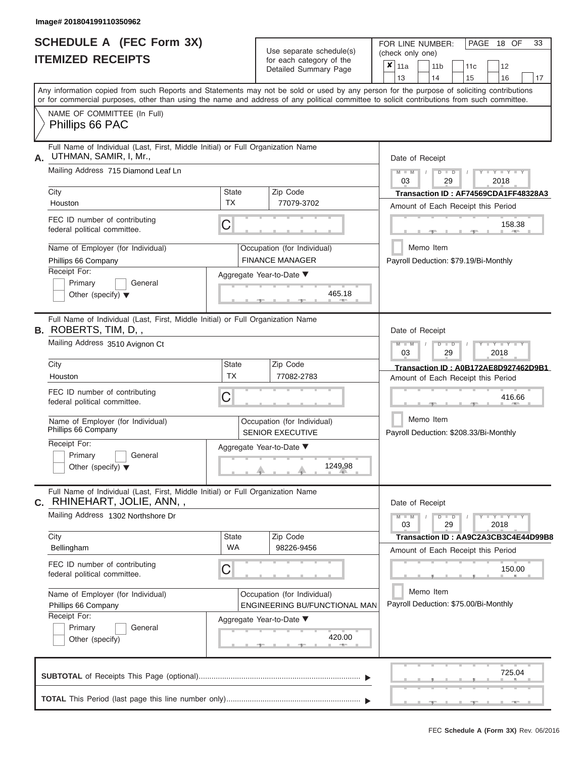Image# 201804199110350962

# SCHEDULE A (FEC Form 3X)
# ITEMIZED RECEIPTS

Use separate schedule(s) for each category of the Detailed Summary Page

FOR LINE NUMBER: (check only one)

- [x] 11a
- [ ] 11b
- [ ] 11c
- [ ] 12
- [ ] 13
- [ ] 14
- [ ] 15
- [ ] 16
- [ ] 17

PAGE 18 OF 33

Any information copied from such Reports and Statements may not be sold or used by any person for the purpose of soliciting contributions or for commercial purposes, other than using the name and address of any political committee to solicit contributions from such committee.

NAME OF COMMITTEE (In Full)
Phillips 66 PAC

---

**A.** Full Name of Individual (Last, First, Middle Initial) or Full Organization Name
UTHMAN, SAMIR, I, Mr.,

Mailing Address: 715 Diamond Leaf Ln

City: Houston | State: TX | Zip Code: 77079-3702

FEC ID number of contributing federal political committee: C

Name of Employer (for Individual): Phillips 66 Company

Occupation (for Individual): FINANCE MANAGER

Receipt For: Primary / General / Other (specify)

Aggregate Year-to-Date: 465.18

Date of Receipt: 03 / 29 / 2018

Transaction ID : AF74569CDA1FF48328A3

Amount of Each Receipt this Period: 158.38

Memo Item

Payroll Deduction: $79.19/Bi-Monthly

---

**B.** Full Name of Individual (Last, First, Middle Initial) or Full Organization Name
ROBERTS, TIM, D, ,

Mailing Address: 3510 Avignon Ct

City: Houston | State: TX | Zip Code: 77082-2783

FEC ID number of contributing federal political committee: C

Name of Employer (for Individual): Phillips 66 Company

Occupation (for Individual): SENIOR EXECUTIVE

Receipt For: Primary / General / Other (specify)

Aggregate Year-to-Date: 1249.98

Date of Receipt: 03 / 29 / 2018

Transaction ID : A0B172AE8D927462D9B1

Amount of Each Receipt this Period: 416.66

Memo Item

Payroll Deduction: $208.33/Bi-Monthly

---

**C.** Full Name of Individual (Last, First, Middle Initial) or Full Organization Name
RHINEHART, JOLIE, ANN, ,

Mailing Address: 1302 Northshore Dr

City: Bellingham | State: WA | Zip Code: 98226-9456

FEC ID number of contributing federal political committee: C

Name of Employer (for Individual): Phillips 66 Company

Occupation (for Individual): ENGINEERING BU/FUNCTIONAL MAN

Receipt For: Primary / General / Other (specify)

Aggregate Year-to-Date: 420.00

Date of Receipt: 03 / 29 / 2018

Transaction ID : AA9C2A3CB3C4E44D99B8

Amount of Each Receipt this Period: 150.00

Memo Item

Payroll Deduction: $75.00/Bi-Monthly

---

**SUBTOTAL** of Receipts This Page (optional): 725.04

**TOTAL** This Period (last page this line number only):

FEC **Schedule A (Form 3X)** Rev. 06/2016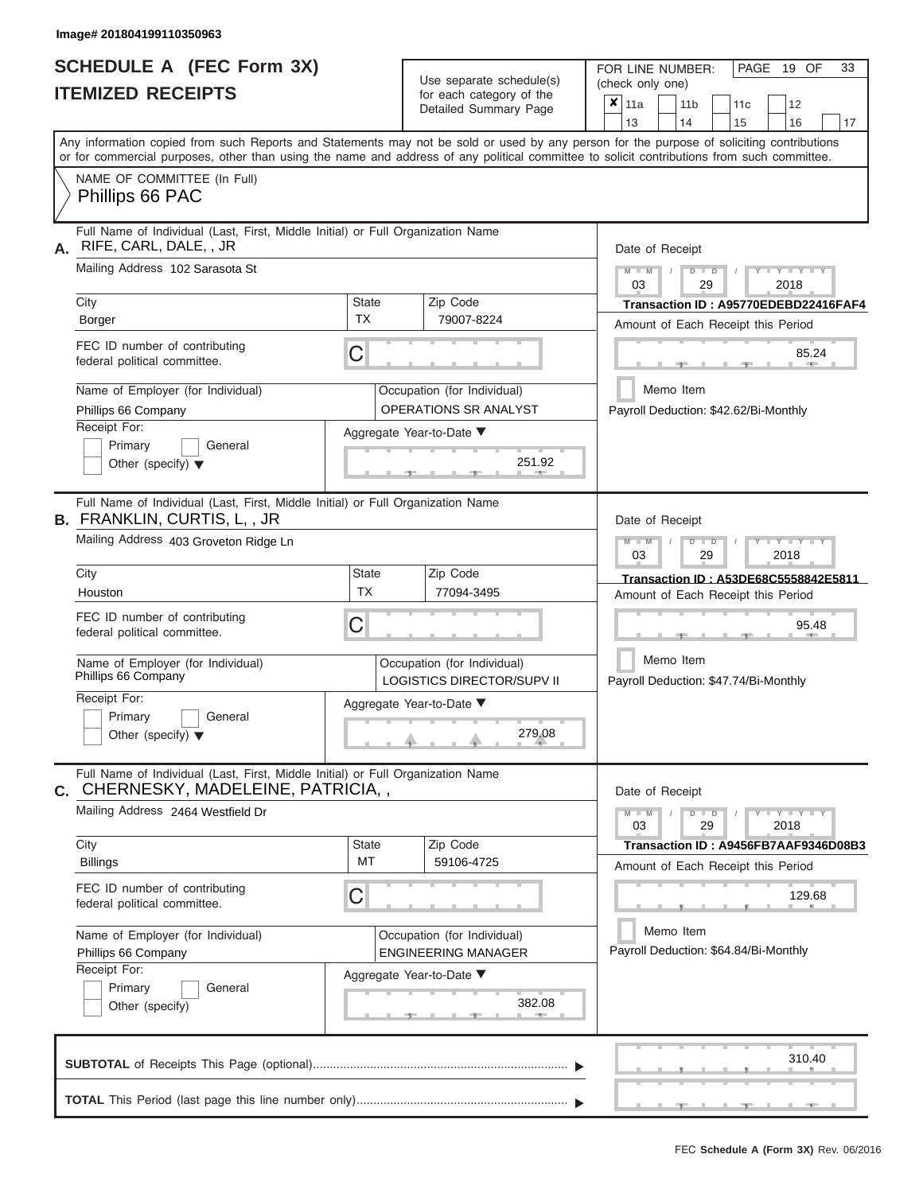Image# 201804199110350963

# SCHEDULE A (FEC Form 3X)
## ITEMIZED RECEIPTS

Use separate schedule(s) for each category of the Detailed Summary Page

FOR LINE NUMBER: (check only one)

☒ 11a ☐ 11b ☐ 11c ☐ 12 ☐ 13 ☐ 14 ☐ 15 ☐ 16 ☐ 17

Any information copied from such Reports and Statements may not be sold or used by any person for the purpose of soliciting contributions or for commercial purposes, other than using the name and address of any political committee to solicit contributions from such committee.

NAME OF COMMITTEE (In Full)
Phillips 66 PAC

---

**A.** Full Name of Individual (Last, First, Middle Initial) or Full Organization Name: RIFE, CARL, DALE, , JR

Mailing Address: 102 Sarasota St

City: Borger | State: TX | Zip Code: 79007-8224

FEC ID number of contributing federal political committee: C

Name of Employer (for Individual): Phillips 66 Company

Occupation (for Individual): OPERATIONS SR ANALYST

Receipt For: ☐ Primary ☐ General ☐ Other (specify)

Aggregate Year-to-Date: 251.92

Date of Receipt: 03 / 29 / 2018

Transaction ID : A95770EDEBD22416FAF4

Amount of Each Receipt this Period: 85.24

☐ Memo Item

Payroll Deduction: $42.62/Bi-Monthly

---

**B.** Full Name of Individual (Last, First, Middle Initial) or Full Organization Name: FRANKLIN, CURTIS, L, , JR

Mailing Address: 403 Groveton Ridge Ln

City: Houston | State: TX | Zip Code: 77094-3495

FEC ID number of contributing federal political committee: C

Name of Employer (for Individual): Phillips 66 Company

Occupation (for Individual): LOGISTICS DIRECTOR/SUPV II

Receipt For: ☐ Primary ☐ General ☐ Other (specify)

Aggregate Year-to-Date: 279.08

Date of Receipt: 03 / 29 / 2018

Transaction ID : A53DE68C5558842E5811

Amount of Each Receipt this Period: 95.48

☐ Memo Item

Payroll Deduction: $47.74/Bi-Monthly

---

**C.** Full Name of Individual (Last, First, Middle Initial) or Full Organization Name: CHERNESKY, MADELEINE, PATRICIA, ,

Mailing Address: 2464 Westfield Dr

City: Billings | State: MT | Zip Code: 59106-4725

FEC ID number of contributing federal political committee: C

Name of Employer (for Individual): Phillips 66 Company

Occupation (for Individual): ENGINEERING MANAGER

Receipt For: ☐ Primary ☐ General ☐ Other (specify)

Aggregate Year-to-Date: 382.08

Date of Receipt: 03 / 29 / 2018

Transaction ID : A9456FB7AAF9346D08B3

Amount of Each Receipt this Period: 129.68

☐ Memo Item

Payroll Deduction: $64.84/Bi-Monthly

---

**SUBTOTAL** of Receipts This Page (optional): 310.40

**TOTAL** This Period (last page this line number only):

FEC **Schedule A (Form 3X)** Rev. 06/2016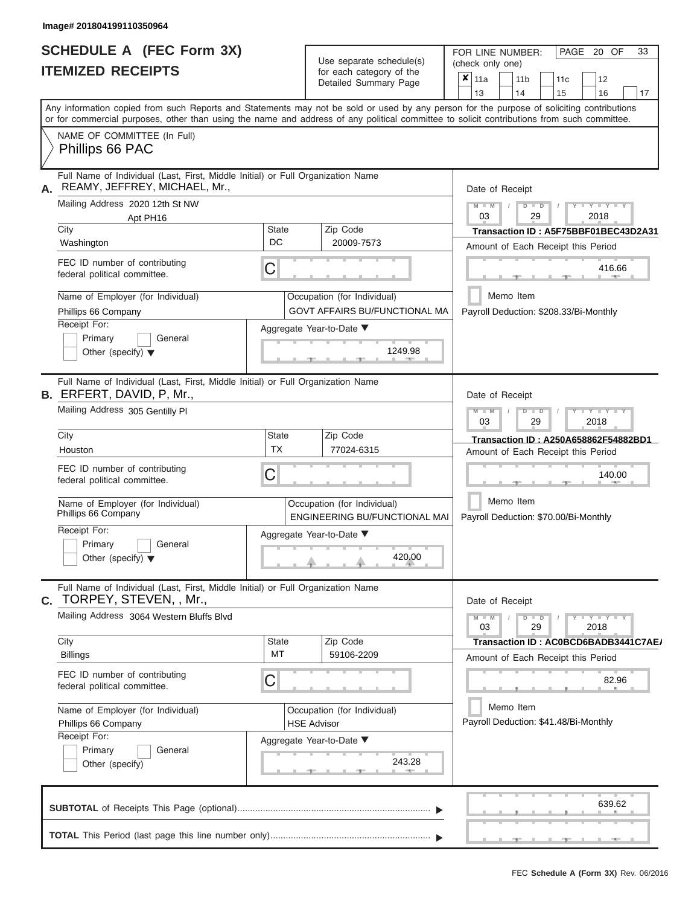Image# 201804199110350964

# SCHEDULE A (FEC Form 3X)
## ITEMIZED RECEIPTS

Use separate schedule(s) for each category of the Detailed Summary Page

FOR LINE NUMBER: (check only one)

| | | | | |
|---|---|---|---|---|
| ✘ 11a | 11b | 11c | 12 | |
| 13 | 14 | 15 | 16 | 17 |

PAGE 20 OF 33

Any information copied from such Reports and Statements may not be sold or used by any person for the purpose of soliciting contributions or for commercial purposes, other than using the name and address of any political committee to solicit contributions from such committee.

NAME OF COMMITTEE (In Full)
Phillips 66 PAC

---

**A.** Full Name of Individual (Last, First, Middle Initial) or Full Organization Name
REAMY, JEFFREY, MICHAEL, Mr.,

Mailing Address 2020 12th St NW
Apt PH16

| City | State | Zip Code |
|---|---|---|
| Washington | DC | 20009-7573 |

FEC ID number of contributing federal political committee. C

Name of Employer (for Individual): Phillips 66 Company

Occupation (for Individual): GOVT AFFAIRS BU/FUNCTIONAL MA

Receipt For: Primary / General / Other (specify)

Aggregate Year-to-Date: 1249.98

Date of Receipt: 03 / 29 / 2018

Transaction ID : A5F75BBF01BEC43D2A31

Amount of Each Receipt this Period: 416.66

Memo Item

Payroll Deduction: $208.33/Bi-Monthly

---

**B.** Full Name of Individual (Last, First, Middle Initial) or Full Organization Name
ERFERT, DAVID, P, Mr.,

Mailing Address 305 Gentilly Pl

| City | State | Zip Code |
|---|---|---|
| Houston | TX | 77024-6315 |

FEC ID number of contributing federal political committee. C

Name of Employer (for Individual): Phillips 66 Company

Occupation (for Individual): ENGINEERING BU/FUNCTIONAL MAI

Receipt For: Primary / General / Other (specify)

Aggregate Year-to-Date: 420.00

Date of Receipt: 03 / 29 / 2018

Transaction ID : A250A658862F54882BD1

Amount of Each Receipt this Period: 140.00

Memo Item

Payroll Deduction: $70.00/Bi-Monthly

---

**C.** Full Name of Individual (Last, First, Middle Initial) or Full Organization Name
TORPEY, STEVEN, , Mr.,

Mailing Address 3064 Western Bluffs Blvd

| City | State | Zip Code |
|---|---|---|
| Billings | MT | 59106-2209 |

FEC ID number of contributing federal political committee. C

Name of Employer (for Individual): Phillips 66 Company

Occupation (for Individual): HSE Advisor

Receipt For: Primary / General / Other (specify)

Aggregate Year-to-Date: 243.28

Date of Receipt: 03 / 29 / 2018

Transaction ID : AC0BCD6BADB3441C7AE/

Amount of Each Receipt this Period: 82.96

Memo Item

Payroll Deduction: $41.48/Bi-Monthly

---

**SUBTOTAL** of Receipts This Page (optional): 639.62

**TOTAL** This Period (last page this line number only):

FEC **Schedule A (Form 3X)** Rev. 06/2016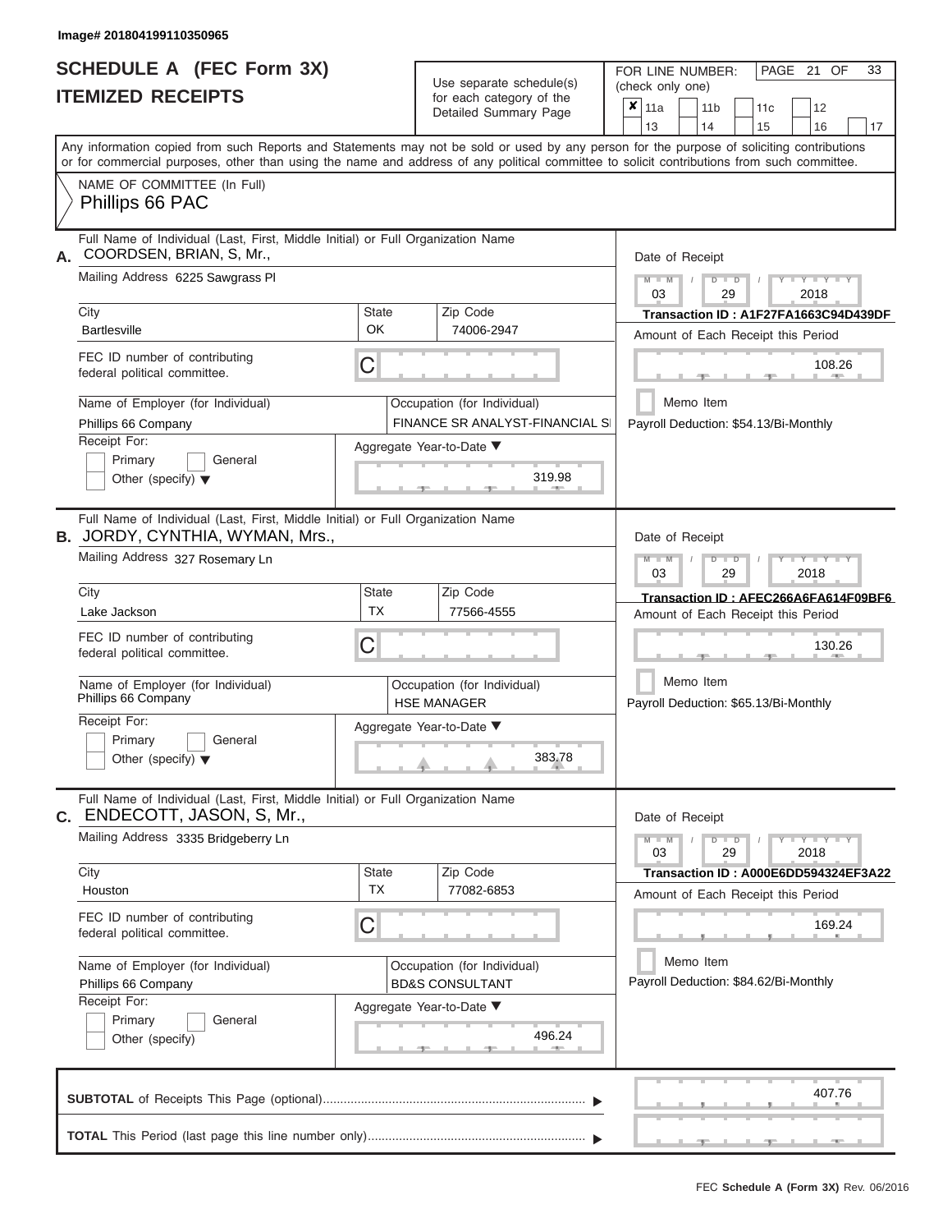Image# 201804199110350965

# SCHEDULE A (FEC Form 3X)
## ITEMIZED RECEIPTS

Use separate schedule(s) for each category of the Detailed Summary Page

FOR LINE NUMBER: (check only one)

- [x] 11a
- [ ] 11b
- [ ] 11c
- [ ] 12
- [ ] 13
- [ ] 14
- [ ] 15
- [ ] 16
- [ ] 17

PAGE 21 OF 33

Any information copied from such Reports and Statements may not be sold or used by any person for the purpose of soliciting contributions or for commercial purposes, other than using the name and address of any political committee to solicit contributions from such committee.

NAME OF COMMITTEE (In Full)
Phillips 66 PAC

---

**A.** Full Name of Individual (Last, First, Middle Initial) or Full Organization Name: COORDSEN, BRIAN, S, Mr.,

Mailing Address: 6225 Sawgrass Pl

| City | State | Zip Code |
|---|---|---|
| Bartlesville | OK | 74006-2947 |

FEC ID number of contributing federal political committee: C

Name of Employer (for Individual): Phillips 66 Company

Occupation (for Individual): FINANCE SR ANALYST-FINANCIAL SI

Receipt For: Primary / General / Other (specify)

Aggregate Year-to-Date: 319.98

Date of Receipt: 03 29 2018

Transaction ID : A1F27FA1663C94D439DF

Amount of Each Receipt this Period: 108.26

Memo Item

Payroll Deduction: $54.13/Bi-Monthly

---

**B.** Full Name of Individual (Last, First, Middle Initial) or Full Organization Name: JORDY, CYNTHIA, WYMAN, Mrs.,

Mailing Address: 327 Rosemary Ln

| City | State | Zip Code |
|---|---|---|
| Lake Jackson | TX | 77566-4555 |

FEC ID number of contributing federal political committee: C

Name of Employer (for Individual): Phillips 66 Company

Occupation (for Individual): HSE MANAGER

Receipt For: Primary / General / Other (specify)

Aggregate Year-to-Date: 383.78

Date of Receipt: 03 29 2018

Transaction ID : AFEC266A6FA614F09BF6

Amount of Each Receipt this Period: 130.26

Memo Item

Payroll Deduction: $65.13/Bi-Monthly

---

**C.** Full Name of Individual (Last, First, Middle Initial) or Full Organization Name: ENDECOTT, JASON, S, Mr.,

Mailing Address: 3335 Bridgeberry Ln

| City | State | Zip Code |
|---|---|---|
| Houston | TX | 77082-6853 |

FEC ID number of contributing federal political committee: C

Name of Employer (for Individual): Phillips 66 Company

Occupation (for Individual): BD&S CONSULTANT

Receipt For: Primary / General / Other (specify)

Aggregate Year-to-Date: 496.24

Date of Receipt: 03 29 2018

Transaction ID : A000E6DD594324EF3A22

Amount of Each Receipt this Period: 169.24

Memo Item

Payroll Deduction: $84.62/Bi-Monthly

---

**SUBTOTAL** of Receipts This Page (optional): 407.76

**TOTAL** This Period (last page this line number only):

FEC Schedule A (Form 3X) Rev. 06/2016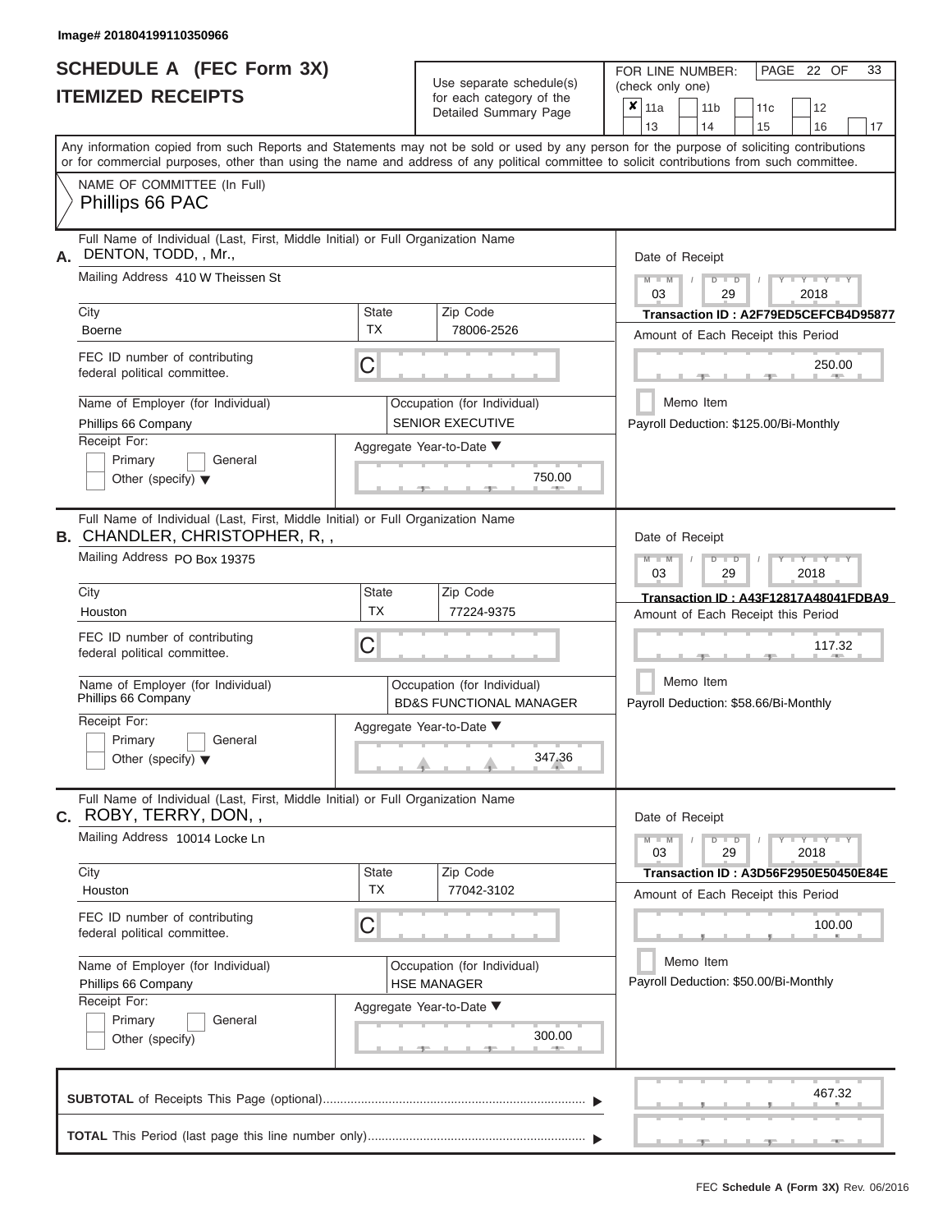Image# 201804199110350966

# SCHEDULE A (FEC Form 3X)
# ITEMIZED RECEIPTS

Use separate schedule(s) for each category of the Detailed Summary Page

FOR LINE NUMBER: (check only one)

| ✘ 11a | 11b | 11c | 12 |
|---|---|---|---|
| 13 | 14 | 15 | 16 | 17 |

PAGE 22 OF 33

Any information copied from such Reports and Statements may not be sold or used by any person for the purpose of soliciting contributions or for commercial purposes, other than using the name and address of any political committee to solicit contributions from such committee.

NAME OF COMMITTEE (In Full)
Phillips 66 PAC

---

**A.** Full Name of Individual (Last, First, Middle Initial) or Full Organization Name: DENTON, TODD, , Mr.,

Mailing Address: 410 W Theissen St

City: Boerne | State: TX | Zip Code: 78006-2526

FEC ID number of contributing federal political committee: C

Name of Employer (for Individual): Phillips 66 Company

Occupation (for Individual): SENIOR EXECUTIVE

Receipt For: Primary / General / Other (specify)

Aggregate Year-to-Date: 750.00

Date of Receipt: 03 / 29 / 2018

Transaction ID : A2F79ED5CEFCB4D95877

Amount of Each Receipt this Period: 250.00

Memo Item

Payroll Deduction: $125.00/Bi-Monthly

---

**B.** Full Name of Individual (Last, First, Middle Initial) or Full Organization Name: CHANDLER, CHRISTOPHER, R, ,

Mailing Address: PO Box 19375

City: Houston | State: TX | Zip Code: 77224-9375

FEC ID number of contributing federal political committee: C

Name of Employer (for Individual): Phillips 66 Company

Occupation (for Individual): BD&S FUNCTIONAL MANAGER

Receipt For: Primary / General / Other (specify)

Aggregate Year-to-Date: 347.36

Date of Receipt: 03 / 29 / 2018

Transaction ID : A43F12817A48041FDBA9

Amount of Each Receipt this Period: 117.32

Memo Item

Payroll Deduction: $58.66/Bi-Monthly

---

**C.** Full Name of Individual (Last, First, Middle Initial) or Full Organization Name: ROBY, TERRY, DON, ,

Mailing Address: 10014 Locke Ln

City: Houston | State: TX | Zip Code: 77042-3102

FEC ID number of contributing federal political committee: C

Name of Employer (for Individual): Phillips 66 Company

Occupation (for Individual): HSE MANAGER

Receipt For: Primary / General / Other (specify)

Aggregate Year-to-Date: 300.00

Date of Receipt: 03 / 29 / 2018

Transaction ID : A3D56F2950E50450E84E

Amount of Each Receipt this Period: 100.00

Memo Item

Payroll Deduction: $50.00/Bi-Monthly

---

**SUBTOTAL** of Receipts This Page (optional): 467.32

**TOTAL** This Period (last page this line number only):

FEC **Schedule A (Form 3X)** Rev. 06/2016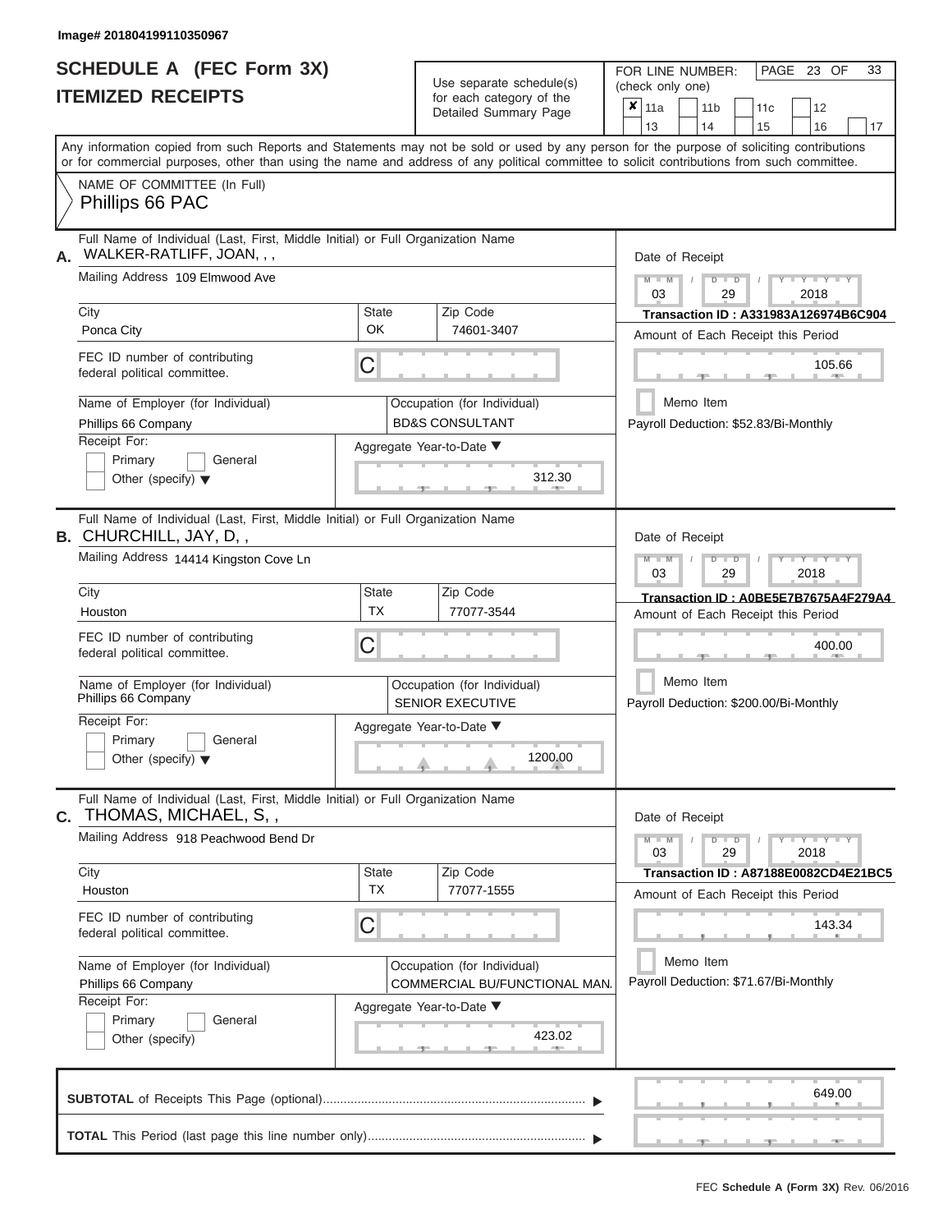Image# 201804199110350967

# SCHEDULE A (FEC Form 3X)
## ITEMIZED RECEIPTS

Use separate schedule(s) for each category of the Detailed Summary Page

FOR LINE NUMBER: (check only one)

- [x] 11a
- [ ] 11b
- [ ] 11c
- [ ] 12
- [ ] 13
- [ ] 14
- [ ] 15
- [ ] 16
- [ ] 17

PAGE 23 OF 33

Any information copied from such Reports and Statements may not be sold or used by any person for the purpose of soliciting contributions or for commercial purposes, other than using the name and address of any political committee to solicit contributions from such committee.

NAME OF COMMITTEE (In Full)
Phillips 66 PAC

---

**A.** Full Name of Individual (Last, First, Middle Initial) or Full Organization Name
WALKER-RATLIFF, JOAN, , ,

Mailing Address: 109 Elmwood Ave

| City | State | Zip Code |
|---|---|---|
| Ponca City | OK | 74601-3407 |

FEC ID number of contributing federal political committee: C

Name of Employer (for Individual): Phillips 66 Company

Occupation (for Individual): BD&S CONSULTANT

Receipt For: Primary / General / Other (specify)

Aggregate Year-to-Date: 312.30

Date of Receipt: 03 / 29 / 2018

Transaction ID : A331983A126974B6C904

Amount of Each Receipt this Period: 105.66

Memo Item

Payroll Deduction: $52.83/Bi-Monthly

---

**B.** Full Name of Individual (Last, First, Middle Initial) or Full Organization Name
CHURCHILL, JAY, D, ,

Mailing Address: 14414 Kingston Cove Ln

| City | State | Zip Code |
|---|---|---|
| Houston | TX | 77077-3544 |

FEC ID number of contributing federal political committee: C

Name of Employer (for Individual): Phillips 66 Company

Occupation (for Individual): SENIOR EXECUTIVE

Receipt For: Primary / General / Other (specify)

Aggregate Year-to-Date: 1200.00

Date of Receipt: 03 / 29 / 2018

Transaction ID : A0BE5E7B7675A4F279A4

Amount of Each Receipt this Period: 400.00

Memo Item

Payroll Deduction: $200.00/Bi-Monthly

---

**C.** Full Name of Individual (Last, First, Middle Initial) or Full Organization Name
THOMAS, MICHAEL, S, ,

Mailing Address: 918 Peachwood Bend Dr

| City | State | Zip Code |
|---|---|---|
| Houston | TX | 77077-1555 |

FEC ID number of contributing federal political committee: C

Name of Employer (for Individual): Phillips 66 Company

Occupation (for Individual): COMMERCIAL BU/FUNCTIONAL MAN.

Receipt For: Primary / General / Other (specify)

Aggregate Year-to-Date: 423.02

Date of Receipt: 03 / 29 / 2018

Transaction ID : A87188E0082CD4E21BC5

Amount of Each Receipt this Period: 143.34

Memo Item

Payroll Deduction: $71.67/Bi-Monthly

---

**SUBTOTAL** of Receipts This Page (optional): 649.00

**TOTAL** This Period (last page this line number only):

FEC **Schedule A (Form 3X)** Rev. 06/2016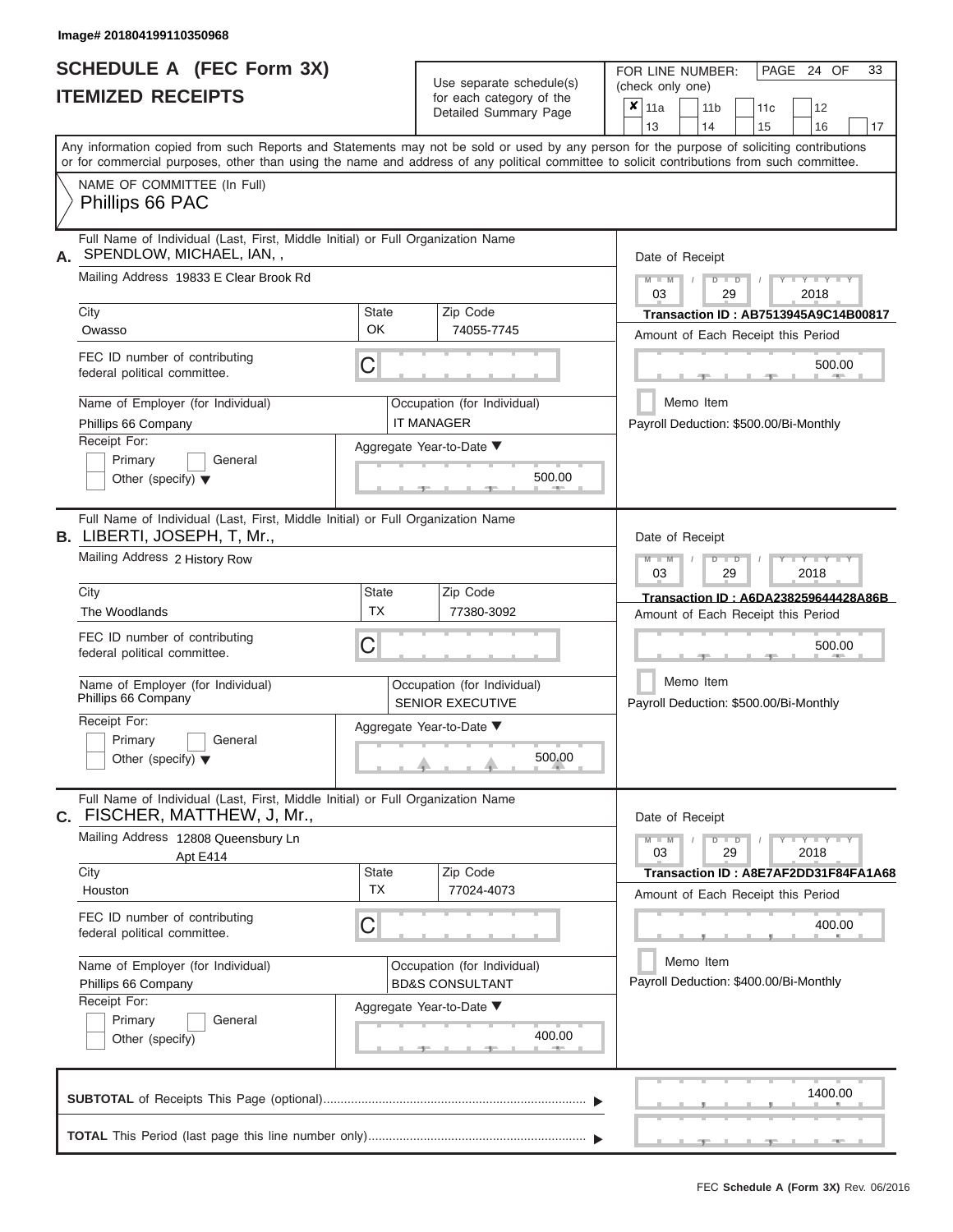Image# 201804199110350968

# SCHEDULE A (FEC Form 3X)
## ITEMIZED RECEIPTS

Use separate schedule(s) for each category of the Detailed Summary Page

FOR LINE NUMBER: (check only one)

- [x] 11a
- [ ] 11b
- [ ] 11c
- [ ] 12
- [ ] 13
- [ ] 14
- [ ] 15
- [ ] 16
- [ ] 17

Any information copied from such Reports and Statements may not be sold or used by any person for the purpose of soliciting contributions or for commercial purposes, other than using the name and address of any political committee to solicit contributions from such committee.

NAME OF COMMITTEE (In Full)
Phillips 66 PAC

---

**A.** Full Name of Individual (Last, First, Middle Initial) or Full Organization Name: SPENDLOW, MICHAEL, IAN, ,

Mailing Address: 19833 E Clear Brook Rd

City: Owasso | State: OK | Zip Code: 74055-7745

FEC ID number of contributing federal political committee: C

Name of Employer (for Individual): Phillips 66 Company

Occupation (for Individual): IT MANAGER

Receipt For: Primary / General / Other (specify)

Aggregate Year-to-Date: 500.00

Date of Receipt: 03 / 29 / 2018

Transaction ID : AB7513945A9C14B00817

Amount of Each Receipt this Period: 500.00

Memo Item

Payroll Deduction: $500.00/Bi-Monthly

---

**B.** Full Name of Individual (Last, First, Middle Initial) or Full Organization Name: LIBERTI, JOSEPH, T, Mr.,

Mailing Address: 2 History Row

City: The Woodlands | State: TX | Zip Code: 77380-3092

FEC ID number of contributing federal political committee: C

Name of Employer (for Individual): Phillips 66 Company

Occupation (for Individual): SENIOR EXECUTIVE

Receipt For: Primary / General / Other (specify)

Aggregate Year-to-Date: 500.00

Date of Receipt: 03 / 29 / 2018

Transaction ID : A6DA238259644428A86B

Amount of Each Receipt this Period: 500.00

Memo Item

Payroll Deduction: $500.00/Bi-Monthly

---

**C.** Full Name of Individual (Last, First, Middle Initial) or Full Organization Name: FISCHER, MATTHEW, J, Mr.,

Mailing Address: 12808 Queensbury Ln, Apt E414

City: Houston | State: TX | Zip Code: 77024-4073

FEC ID number of contributing federal political committee: C

Name of Employer (for Individual): Phillips 66 Company

Occupation (for Individual): BD&S CONSULTANT

Receipt For: Primary / General / Other (specify)

Aggregate Year-to-Date: 400.00

Date of Receipt: 03 / 29 / 2018

Transaction ID : A8E7AF2DD31F84FA1A68

Amount of Each Receipt this Period: 400.00

Memo Item

Payroll Deduction: $400.00/Bi-Monthly

---

**SUBTOTAL** of Receipts This Page (optional): 1400.00

**TOTAL** This Period (last page this line number only):

FEC Schedule A (Form 3X) Rev. 06/2016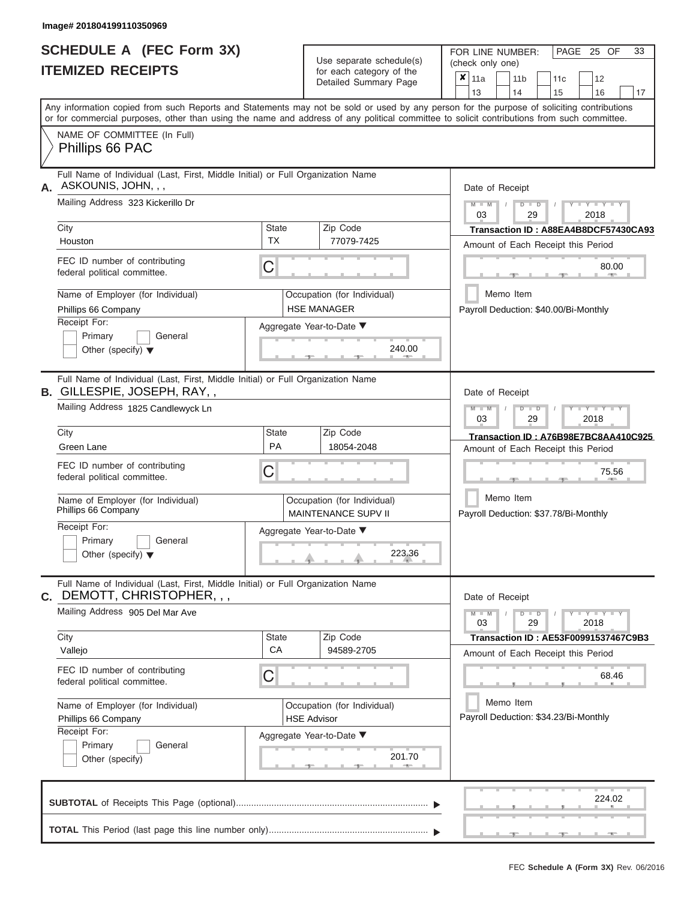Image# 201804199110350969

# SCHEDULE A (FEC Form 3X)
## ITEMIZED RECEIPTS

Use separate schedule(s) for each category of the Detailed Summary Page

FOR LINE NUMBER: (check only one)

- [x] 11a
- [ ] 11b
- [ ] 11c
- [ ] 12
- [ ] 13
- [ ] 14
- [ ] 15
- [ ] 16
- [ ] 17

PAGE 25 OF 33

Any information copied from such Reports and Statements may not be sold or used by any person for the purpose of soliciting contributions or for commercial purposes, other than using the name and address of any political committee to solicit contributions from such committee.

NAME OF COMMITTEE (In Full)
Phillips 66 PAC

---

**A.** Full Name of Individual (Last, First, Middle Initial) or Full Organization Name: ASKOUNIS, JOHN, , ,

Mailing Address: 323 Kickerillo Dr

City: Houston | State: TX | Zip Code: 77079-7425

FEC ID number of contributing federal political committee: C

Name of Employer (for Individual): Phillips 66 Company

Occupation (for Individual): HSE MANAGER

Receipt For: Primary / General / Other (specify)

Aggregate Year-to-Date: 240.00

Date of Receipt: 03 / 29 / 2018

Transaction ID : A88EA4B8DCF57430CA93

Amount of Each Receipt this Period: 80.00

Memo Item

Payroll Deduction: $40.00/Bi-Monthly

---

**B.** Full Name of Individual (Last, First, Middle Initial) or Full Organization Name: GILLESPIE, JOSEPH, RAY, ,

Mailing Address: 1825 Candlewyck Ln

City: Green Lane | State: PA | Zip Code: 18054-2048

FEC ID number of contributing federal political committee: C

Name of Employer (for Individual): Phillips 66 Company

Occupation (for Individual): MAINTENANCE SUPV II

Receipt For: Primary / General / Other (specify)

Aggregate Year-to-Date: 223.36

Date of Receipt: 03 / 29 / 2018

Transaction ID : A76B98E7BC8AA410C925

Amount of Each Receipt this Period: 75.56

Memo Item

Payroll Deduction: $37.78/Bi-Monthly

---

**C.** Full Name of Individual (Last, First, Middle Initial) or Full Organization Name: DEMOTT, CHRISTOPHER, , ,

Mailing Address: 905 Del Mar Ave

City: Vallejo | State: CA | Zip Code: 94589-2705

FEC ID number of contributing federal political committee: C

Name of Employer (for Individual): Phillips 66 Company

Occupation (for Individual): HSE Advisor

Receipt For: Primary / General / Other (specify)

Aggregate Year-to-Date: 201.70

Date of Receipt: 03 / 29 / 2018

Transaction ID : AE53F00991537467C9B3

Amount of Each Receipt this Period: 68.46

Memo Item

Payroll Deduction: $34.23/Bi-Monthly

---

**SUBTOTAL** of Receipts This Page (optional): 224.02

**TOTAL** This Period (last page this line number only):

FEC Schedule A (Form 3X) Rev. 06/2016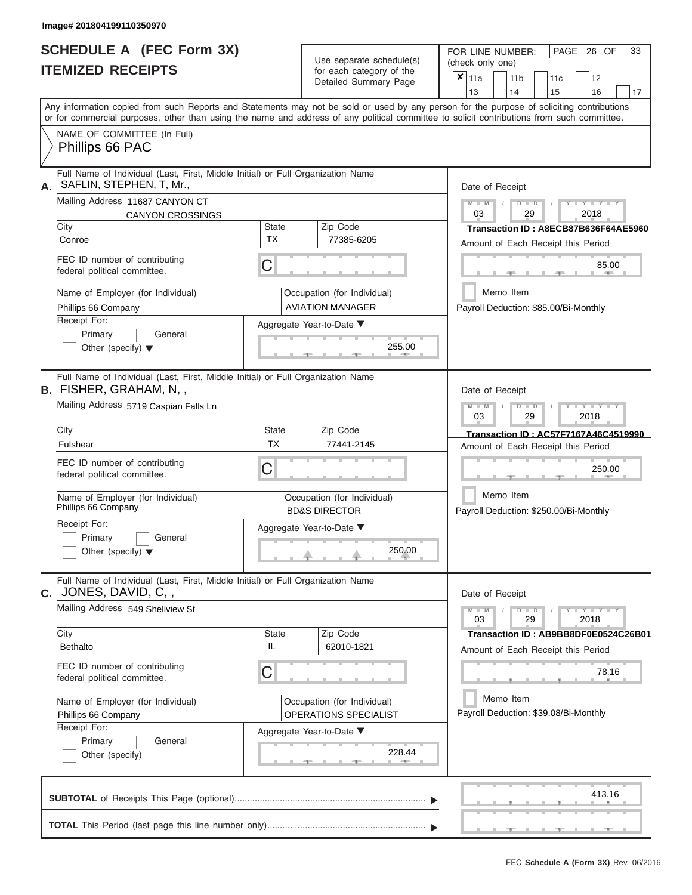Image# 201804199110350970

# SCHEDULE A (FEC Form 3X)
## ITEMIZED RECEIPTS

Use separate schedule(s) for each category of the Detailed Summary Page

FOR LINE NUMBER: (check only one)

- [x] 11a
- [ ] 11b
- [ ] 11c
- [ ] 12
- [ ] 13
- [ ] 14
- [ ] 15
- [ ] 16
- [ ] 17

Any information copied from such Reports and Statements may not be sold or used by any person for the purpose of soliciting contributions or for commercial purposes, other than using the name and address of any political committee to solicit contributions from such committee.

NAME OF COMMITTEE (In Full)
Phillips 66 PAC

---

**A.** Full Name of Individual (Last, First, Middle Initial) or Full Organization Name
SAFLIN, STEPHEN, T, Mr.,

Mailing Address: 11687 CANYON CT, CANYON CROSSINGS
City: Conroe | State: TX | Zip Code: 77385-6205

FEC ID number of contributing federal political committee: C

Name of Employer (for Individual): Phillips 66 Company
Occupation (for Individual): AVIATION MANAGER

Receipt For: [ ] Primary [ ] General [ ] Other (specify)

Aggregate Year-to-Date: 255.00

Date of Receipt: 03 / 29 / 2018
Transaction ID : A8ECB87B636F64AE5960
Amount of Each Receipt this Period: 85.00
[ ] Memo Item
Payroll Deduction: $85.00/Bi-Monthly

---

**B.** Full Name of Individual (Last, First, Middle Initial) or Full Organization Name
FISHER, GRAHAM, N, ,

Mailing Address: 5719 Caspian Falls Ln
City: Fulshear | State: TX | Zip Code: 77441-2145

FEC ID number of contributing federal political committee: C

Name of Employer (for Individual): Phillips 66 Company
Occupation (for Individual): BD&S DIRECTOR

Receipt For: [ ] Primary [ ] General [ ] Other (specify)

Aggregate Year-to-Date: 250.00

Date of Receipt: 03 / 29 / 2018
Transaction ID : AC57F7167A46C4519990
Amount of Each Receipt this Period: 250.00
[ ] Memo Item
Payroll Deduction: $250.00/Bi-Monthly

---

**C.** Full Name of Individual (Last, First, Middle Initial) or Full Organization Name
JONES, DAVID, C, ,

Mailing Address: 549 Shellview St
City: Bethalto | State: IL | Zip Code: 62010-1821

FEC ID number of contributing federal political committee: C

Name of Employer (for Individual): Phillips 66 Company
Occupation (for Individual): OPERATIONS SPECIALIST

Receipt For: [ ] Primary [ ] General [ ] Other (specify)

Aggregate Year-to-Date: 228.44

Date of Receipt: 03 / 29 / 2018
Transaction ID : AB9BB8DF0E0524C26B01
Amount of Each Receipt this Period: 78.16
[ ] Memo Item
Payroll Deduction: $39.08/Bi-Monthly

---

**SUBTOTAL** of Receipts This Page (optional): 413.16

**TOTAL** This Period (last page this line number only):

FEC Schedule A (Form 3X) Rev. 06/2016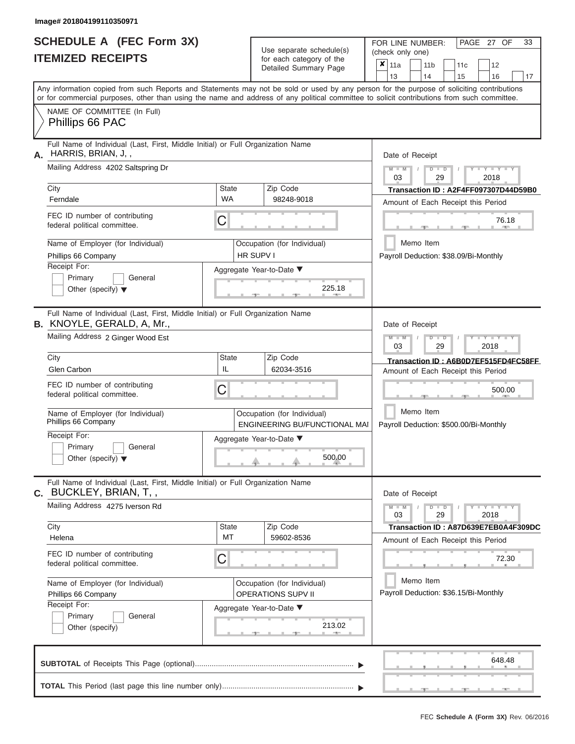Image# 201804199110350971

# SCHEDULE A (FEC Form 3X)
# ITEMIZED RECEIPTS

Use separate schedule(s) for each category of the Detailed Summary Page

FOR LINE NUMBER: (check only one)

- [x] 11a
- [ ] 11b
- [ ] 11c
- [ ] 12
- [ ] 13
- [ ] 14
- [ ] 15
- [ ] 16
- [ ] 17

Any information copied from such Reports and Statements may not be sold or used by any person for the purpose of soliciting contributions or for commercial purposes, other than using the name and address of any political committee to solicit contributions from such committee.

NAME OF COMMITTEE (In Full)
Phillips 66 PAC

---

**A.** Full Name of Individual (Last, First, Middle Initial) or Full Organization Name: HARRIS, BRIAN, J, ,

Mailing Address: 4202 Saltspring Dr

City: Ferndale | State: WA | Zip Code: 98248-9018

FEC ID number of contributing federal political committee: C

Name of Employer (for Individual): Phillips 66 Company

Occupation (for Individual): HR SUPV I

Receipt For: Primary / General / Other (specify)

Aggregate Year-to-Date: 225.18

Date of Receipt: 03 / 29 / 2018

Transaction ID : A2F4FF097307D44D59B0

Amount of Each Receipt this Period: 76.18

Memo Item

Payroll Deduction: $38.09/Bi-Monthly

---

**B.** Full Name of Individual (Last, First, Middle Initial) or Full Organization Name: KNOYLE, GERALD, A, Mr.,

Mailing Address: 2 Ginger Wood Est

City: Glen Carbon | State: IL | Zip Code: 62034-3516

FEC ID number of contributing federal political committee: C

Name of Employer (for Individual): Phillips 66 Company

Occupation (for Individual): ENGINEERING BU/FUNCTIONAL MAI

Receipt For: Primary / General / Other (specify)

Aggregate Year-to-Date: 500.00

Date of Receipt: 03 / 29 / 2018

Transaction ID : A6B0D7EF515FD4FC58FF

Amount of Each Receipt this Period: 500.00

Memo Item

Payroll Deduction: $500.00/Bi-Monthly

---

**C.** Full Name of Individual (Last, First, Middle Initial) or Full Organization Name: BUCKLEY, BRIAN, T, ,

Mailing Address: 4275 Iverson Rd

City: Helena | State: MT | Zip Code: 59602-8536

FEC ID number of contributing federal political committee: C

Name of Employer (for Individual): Phillips 66 Company

Occupation (for Individual): OPERATIONS SUPV II

Receipt For: Primary / General / Other (specify)

Aggregate Year-to-Date: 213.02

Date of Receipt: 03 / 29 / 2018

Transaction ID : A87D639E7EB0A4F309DC

Amount of Each Receipt this Period: 72.30

Memo Item

Payroll Deduction: $36.15/Bi-Monthly

---

**SUBTOTAL** of Receipts This Page (optional): 648.48

**TOTAL** This Period (last page this line number only):

FEC Schedule A (Form 3X) Rev. 06/2016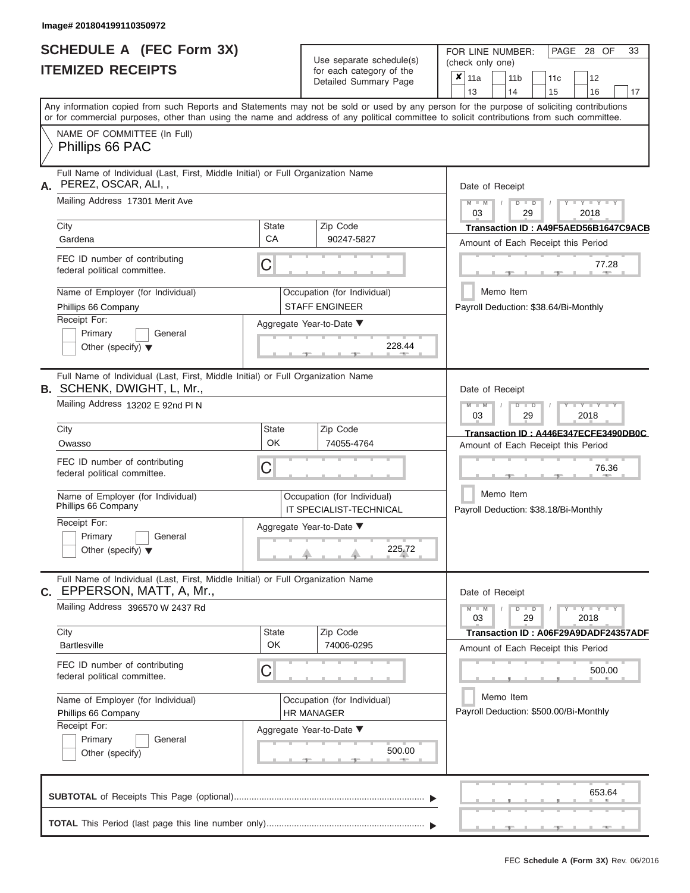Image# 201804199110350972

# SCHEDULE A (FEC Form 3X)
## ITEMIZED RECEIPTS

Use separate schedule(s) for each category of the Detailed Summary Page

FOR LINE NUMBER: (check only one)

- [x] 11a
- [ ] 11b
- [ ] 11c
- [ ] 12
- [ ] 13
- [ ] 14
- [ ] 15
- [ ] 16
- [ ] 17

PAGE 28 OF 33

Any information copied from such Reports and Statements may not be sold or used by any person for the purpose of soliciting contributions or for commercial purposes, other than using the name and address of any political committee to solicit contributions from such committee.

NAME OF COMMITTEE (In Full)
Phillips 66 PAC

---

**A.** Full Name of Individual (Last, First, Middle Initial) or Full Organization Name: PEREZ, OSCAR, ALI, ,

Mailing Address: 17301 Merit Ave

City: Gardena | State: CA | Zip Code: 90247-5827

FEC ID number of contributing federal political committee: C

Name of Employer (for Individual): Phillips 66 Company

Occupation (for Individual): STAFF ENGINEER

Receipt For: Primary / General / Other (specify)

Aggregate Year-to-Date: 228.44

Date of Receipt: 03 / 29 / 2018

Transaction ID : A49F5AED56B1647C9ACB

Amount of Each Receipt this Period: 77.28

Memo Item

Payroll Deduction: $38.64/Bi-Monthly

---

**B.** Full Name of Individual (Last, First, Middle Initial) or Full Organization Name: SCHENK, DWIGHT, L, Mr.,

Mailing Address: 13202 E 92nd Pl N

City: Owasso | State: OK | Zip Code: 74055-4764

FEC ID number of contributing federal political committee: C

Name of Employer (for Individual): Phillips 66 Company

Occupation (for Individual): IT SPECIALIST-TECHNICAL

Receipt For: Primary / General / Other (specify)

Aggregate Year-to-Date: 225.72

Date of Receipt: 03 / 29 / 2018

Transaction ID : A446E347ECFE3490DB0C

Amount of Each Receipt this Period: 76.36

Memo Item

Payroll Deduction: $38.18/Bi-Monthly

---

**C.** Full Name of Individual (Last, First, Middle Initial) or Full Organization Name: EPPERSON, MATT, A, Mr.,

Mailing Address: 396570 W 2437 Rd

City: Bartlesville | State: OK | Zip Code: 74006-0295

FEC ID number of contributing federal political committee: C

Name of Employer (for Individual): Phillips 66 Company

Occupation (for Individual): HR MANAGER

Receipt For: Primary / General / Other (specify)

Aggregate Year-to-Date: 500.00

Date of Receipt: 03 / 29 / 2018

Transaction ID : A06F29A9DADF24357ADF

Amount of Each Receipt this Period: 500.00

Memo Item

Payroll Deduction: $500.00/Bi-Monthly

---

**SUBTOTAL** of Receipts This Page (optional): 653.64

**TOTAL** This Period (last page this line number only):

FEC **Schedule A (Form 3X)** Rev. 06/2016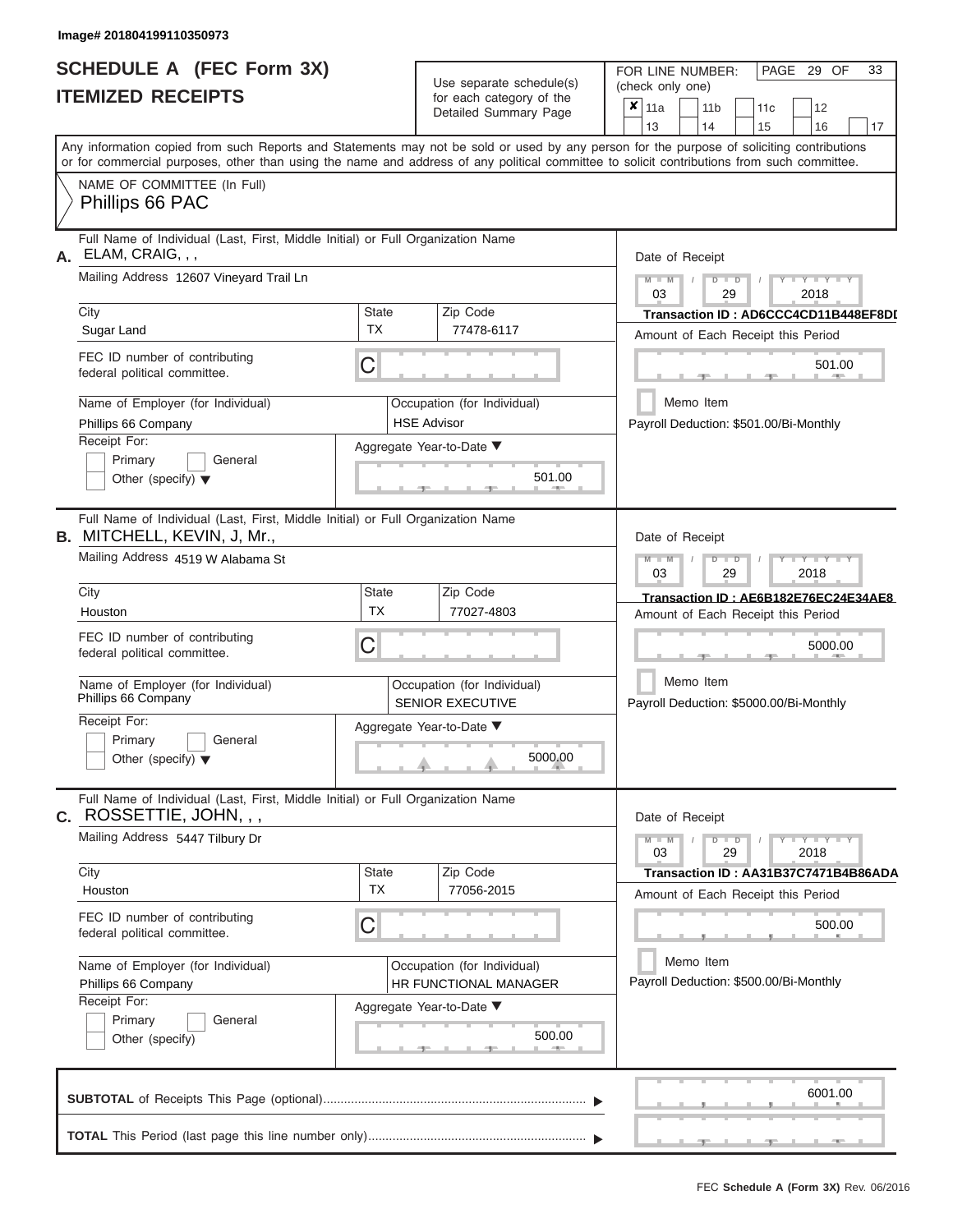Image# 201804199110350973

# SCHEDULE A (FEC Form 3X)
# ITEMIZED RECEIPTS

Use separate schedule(s) for each category of the Detailed Summary Page

FOR LINE NUMBER: (check only one)

- [x] 11a
- [ ] 11b
- [ ] 11c
- [ ] 12
- [ ] 13
- [ ] 14
- [ ] 15
- [ ] 16
- [ ] 17

PAGE 29 OF 33

Any information copied from such Reports and Statements may not be sold or used by any person for the purpose of soliciting contributions or for commercial purposes, other than using the name and address of any political committee to solicit contributions from such committee.

NAME OF COMMITTEE (In Full)
Phillips 66 PAC

---

**A.** Full Name of Individual (Last, First, Middle Initial) or Full Organization Name: ELAM, CRAIG, , ,

Mailing Address: 12607 Vineyard Trail Ln

City: Sugar Land | State: TX | Zip Code: 77478-6117

FEC ID number of contributing federal political committee: C

Name of Employer (for Individual): Phillips 66 Company

Occupation (for Individual): HSE Advisor

Receipt For: Primary / General / Other (specify)

Aggregate Year-to-Date: 501.00

Date of Receipt: 03 / 29 / 2018

Transaction ID : AD6CCC4CD11B448EF8DI

Amount of Each Receipt this Period: 501.00

Memo Item

Payroll Deduction: $501.00/Bi-Monthly

---

**B.** Full Name of Individual (Last, First, Middle Initial) or Full Organization Name: MITCHELL, KEVIN, J, Mr.,

Mailing Address: 4519 W Alabama St

City: Houston | State: TX | Zip Code: 77027-4803

FEC ID number of contributing federal political committee: C

Name of Employer (for Individual): Phillips 66 Company

Occupation (for Individual): SENIOR EXECUTIVE

Receipt For: Primary / General / Other (specify)

Aggregate Year-to-Date: 5000.00

Date of Receipt: 03 / 29 / 2018

Transaction ID : AE6B182E76EC24E34AE8

Amount of Each Receipt this Period: 5000.00

Memo Item

Payroll Deduction: $5000.00/Bi-Monthly

---

**C.** Full Name of Individual (Last, First, Middle Initial) or Full Organization Name: ROSSETTIE, JOHN, , ,

Mailing Address: 5447 Tilbury Dr

City: Houston | State: TX | Zip Code: 77056-2015

FEC ID number of contributing federal political committee: C

Name of Employer (for Individual): Phillips 66 Company

Occupation (for Individual): HR FUNCTIONAL MANAGER

Receipt For: Primary / General / Other (specify)

Aggregate Year-to-Date: 500.00

Date of Receipt: 03 / 29 / 2018

Transaction ID : AA31B37C7471B4B86ADA

Amount of Each Receipt this Period: 500.00

Memo Item

Payroll Deduction: $500.00/Bi-Monthly

---

**SUBTOTAL** of Receipts This Page (optional): 6001.00

**TOTAL** This Period (last page this line number only):

FEC Schedule A (Form 3X) Rev. 06/2016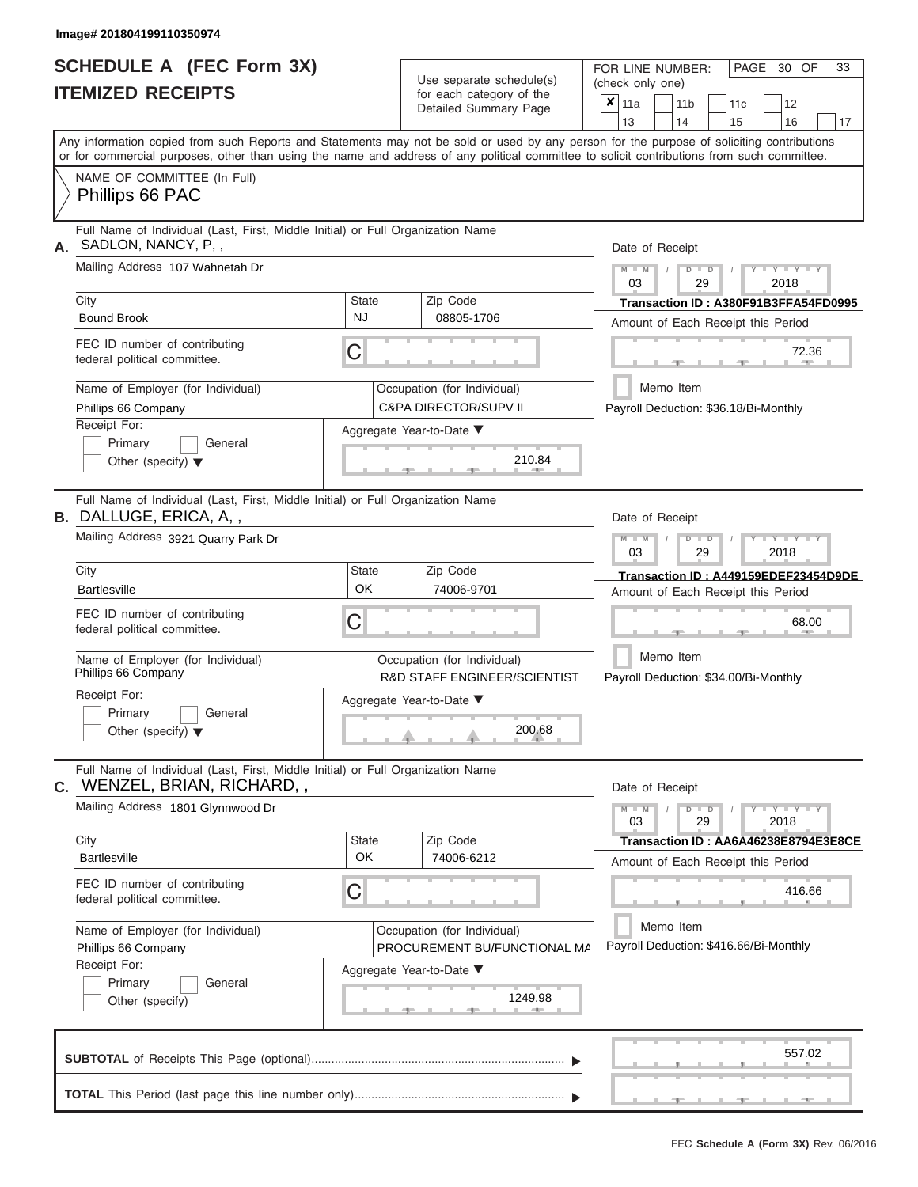Image# 201804199110350974

# SCHEDULE A (FEC Form 3X)
## ITEMIZED RECEIPTS

Use separate schedule(s) for each category of the Detailed Summary Page

FOR LINE NUMBER: (check only one)
☒ 11a ☐ 11b ☐ 11c ☐ 12 ☐ 13 ☐ 14 ☐ 15 ☐ 16 ☐ 17

PAGE 30 OF 33

Any information copied from such Reports and Statements may not be sold or used by any person for the purpose of soliciting contributions or for commercial purposes, other than using the name and address of any political committee to solicit contributions from such committee.

NAME OF COMMITTEE (In Full)
Phillips 66 PAC

---

**A.** Full Name of Individual (Last, First, Middle Initial) or Full Organization Name: SADLON, NANCY, P, ,

Mailing Address: 107 Wahnetah Dr

City: Bound Brook | State: NJ | Zip Code: 08805-1706

FEC ID number of contributing federal political committee: C

Name of Employer (for Individual): Phillips 66 Company

Occupation (for Individual): C&PA DIRECTOR/SUPV II

Receipt For: ☐ Primary ☐ General ☐ Other (specify)

Aggregate Year-to-Date: 210.84

Date of Receipt: 03 / 29 / 2018

Transaction ID : A380F91B3FFA54FD0995

Amount of Each Receipt this Period: 72.36

☐ Memo Item

Payroll Deduction: $36.18/Bi-Monthly

---

**B.** Full Name of Individual (Last, First, Middle Initial) or Full Organization Name: DALLUGE, ERICA, A, ,

Mailing Address: 3921 Quarry Park Dr

City: Bartlesville | State: OK | Zip Code: 74006-9701

FEC ID number of contributing federal political committee: C

Name of Employer (for Individual): Phillips 66 Company

Occupation (for Individual): R&D STAFF ENGINEER/SCIENTIST

Receipt For: ☐ Primary ☐ General ☐ Other (specify)

Aggregate Year-to-Date: 200.68

Date of Receipt: 03 / 29 / 2018

Transaction ID : A449159EDEF23454D9DE

Amount of Each Receipt this Period: 68.00

☐ Memo Item

Payroll Deduction: $34.00/Bi-Monthly

---

**C.** Full Name of Individual (Last, First, Middle Initial) or Full Organization Name: WENZEL, BRIAN, RICHARD, ,

Mailing Address: 1801 Glynnwood Dr

City: Bartlesville | State: OK | Zip Code: 74006-6212

FEC ID number of contributing federal political committee: C

Name of Employer (for Individual): Phillips 66 Company

Occupation (for Individual): PROCUREMENT BU/FUNCTIONAL MA

Receipt For: ☐ Primary ☐ General ☐ Other (specify)

Aggregate Year-to-Date: 1249.98

Date of Receipt: 03 / 29 / 2018

Transaction ID : AA6A46238E8794E3E8CE

Amount of Each Receipt this Period: 416.66

☐ Memo Item

Payroll Deduction: $416.66/Bi-Monthly

---

**SUBTOTAL** of Receipts This Page (optional): 557.02

**TOTAL** This Period (last page this line number only):

FEC Schedule A (Form 3X) Rev. 06/2016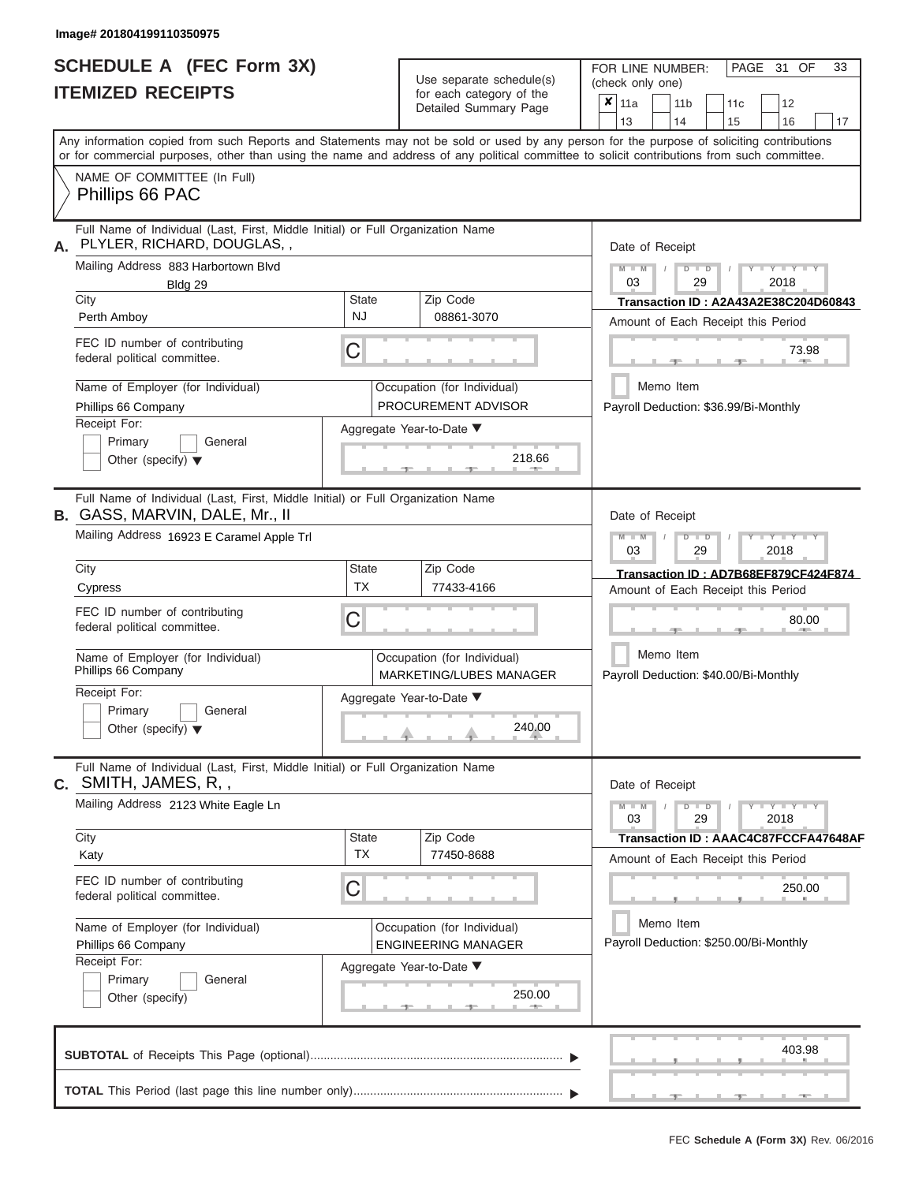Image# 201804199110350975

# SCHEDULE A (FEC Form 3X)
## ITEMIZED RECEIPTS

Use separate schedule(s) for each category of the Detailed Summary Page

FOR LINE NUMBER: (check only one)

- [x] 11a
- [ ] 11b
- [ ] 11c
- [ ] 12
- [ ] 13
- [ ] 14
- [ ] 15
- [ ] 16
- [ ] 17

Any information copied from such Reports and Statements may not be sold or used by any person for the purpose of soliciting contributions or for commercial purposes, other than using the name and address of any political committee to solicit contributions from such committee.

NAME OF COMMITTEE (In Full)
Phillips 66 PAC

---

**A.** Full Name of Individual (Last, First, Middle Initial) or Full Organization Name
PLYLER, RICHARD, DOUGLAS, ,

Mailing Address: 883 Harbortown Blvd, Bldg 29

| City | State | Zip Code |
|---|---|---|
| Perth Amboy | NJ | 08861-3070 |

FEC ID number of contributing federal political committee: C

Name of Employer (for Individual): Phillips 66 Company

Occupation (for Individual): PROCUREMENT ADVISOR

Receipt For: Primary / General / Other (specify)

Aggregate Year-to-Date: 218.66

Date of Receipt: 03 / 29 / 2018

Transaction ID : A2A43A2E38C204D60843

Amount of Each Receipt this Period: 73.98

Memo Item

Payroll Deduction: $36.99/Bi-Monthly

---

**B.** Full Name of Individual (Last, First, Middle Initial) or Full Organization Name
GASS, MARVIN, DALE, Mr., II

Mailing Address: 16923 E Caramel Apple Trl

| City | State | Zip Code |
|---|---|---|
| Cypress | TX | 77433-4166 |

FEC ID number of contributing federal political committee: C

Name of Employer (for Individual): Phillips 66 Company

Occupation (for Individual): MARKETING/LUBES MANAGER

Receipt For: Primary / General / Other (specify)

Aggregate Year-to-Date: 240.00

Date of Receipt: 03 / 29 / 2018

Transaction ID : AD7B68EF879CF424F874

Amount of Each Receipt this Period: 80.00

Memo Item

Payroll Deduction: $40.00/Bi-Monthly

---

**C.** Full Name of Individual (Last, First, Middle Initial) or Full Organization Name
SMITH, JAMES, R, ,

Mailing Address: 2123 White Eagle Ln

| City | State | Zip Code |
|---|---|---|
| Katy | TX | 77450-8688 |

FEC ID number of contributing federal political committee: C

Name of Employer (for Individual): Phillips 66 Company

Occupation (for Individual): ENGINEERING MANAGER

Receipt For: Primary / General / Other (specify)

Aggregate Year-to-Date: 250.00

Date of Receipt: 03 / 29 / 2018

Transaction ID : AAAC4C87FCCFA47648AF

Amount of Each Receipt this Period: 250.00

Memo Item

Payroll Deduction: $250.00/Bi-Monthly

---

**SUBTOTAL** of Receipts This Page (optional): 403.98

**TOTAL** This Period (last page this line number only):

FEC **Schedule A (Form 3X)** Rev. 06/2016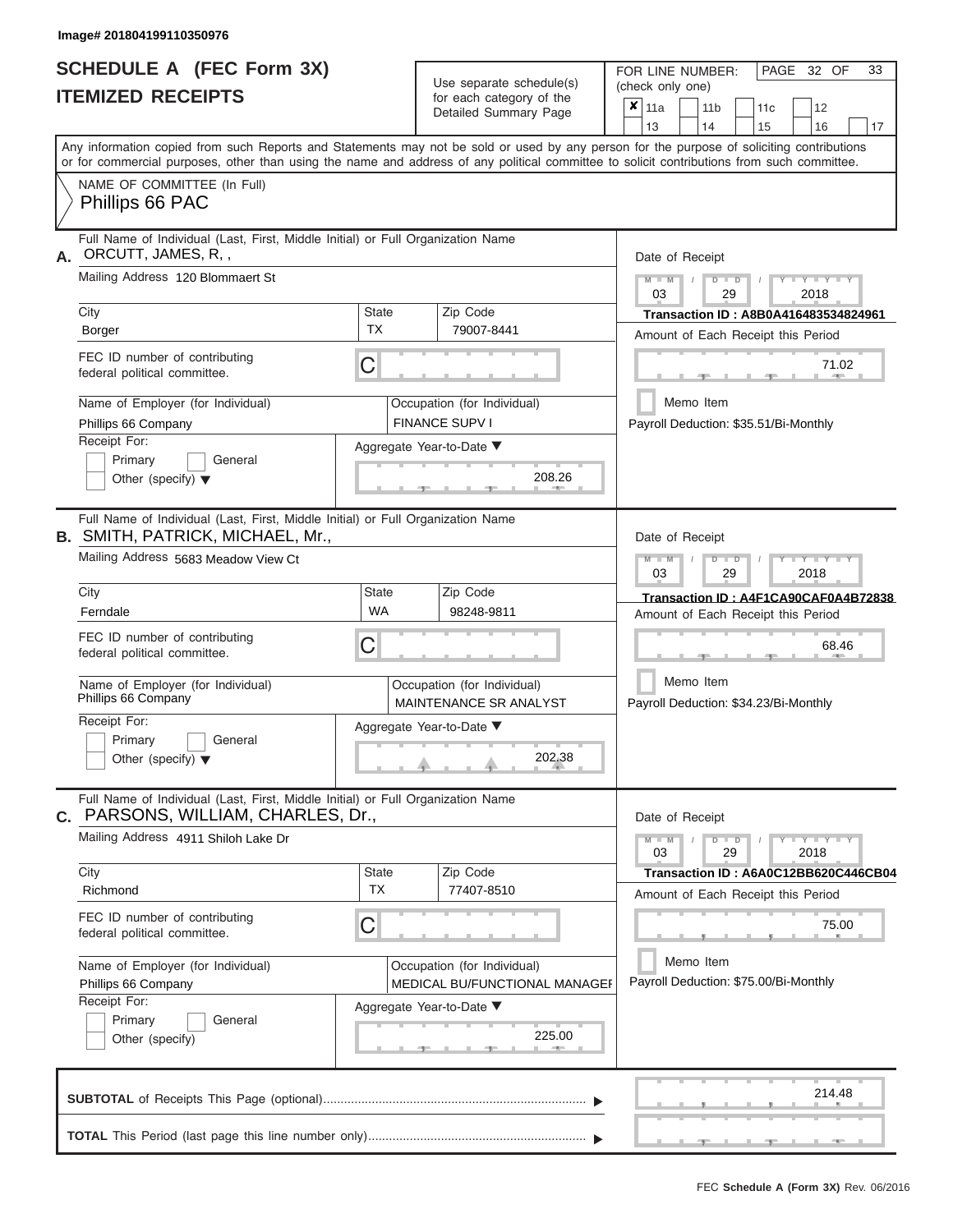Image# 201804199110350976

# SCHEDULE A (FEC Form 3X)
## ITEMIZED RECEIPTS

Use separate schedule(s) for each category of the Detailed Summary Page

FOR LINE NUMBER: (check only one)

- [x] 11a
- [ ] 11b
- [ ] 11c
- [ ] 12
- [ ] 13
- [ ] 14
- [ ] 15
- [ ] 16
- [ ] 17

PAGE 32 OF 33

Any information copied from such Reports and Statements may not be sold or used by any person for the purpose of soliciting contributions or for commercial purposes, other than using the name and address of any political committee to solicit contributions from such committee.

NAME OF COMMITTEE (In Full)
Phillips 66 PAC

---

**A.** Full Name of Individual (Last, First, Middle Initial) or Full Organization Name
ORCUTT, JAMES, R, ,

Mailing Address: 120 Blommaert St

| City | State | Zip Code |
|---|---|---|
| Borger | TX | 79007-8441 |

FEC ID number of contributing federal political committee: C

Name of Employer (for Individual): Phillips 66 Company

Occupation (for Individual): FINANCE SUPV I

Receipt For: Primary / General / Other (specify)

Aggregate Year-to-Date: 208.26

Date of Receipt: 03 / 29 / 2018

Transaction ID : A8B0A416483534824961

Amount of Each Receipt this Period: 71.02

Memo Item

Payroll Deduction: $35.51/Bi-Monthly

---

**B.** Full Name of Individual (Last, First, Middle Initial) or Full Organization Name
SMITH, PATRICK, MICHAEL, Mr.,

Mailing Address: 5683 Meadow View Ct

| City | State | Zip Code |
|---|---|---|
| Ferndale | WA | 98248-9811 |

FEC ID number of contributing federal political committee: C

Name of Employer (for Individual): Phillips 66 Company

Occupation (for Individual): MAINTENANCE SR ANALYST

Receipt For: Primary / General / Other (specify)

Aggregate Year-to-Date: 202.38

Date of Receipt: 03 / 29 / 2018

Transaction ID : A4F1CA90CAF0A4B72838

Amount of Each Receipt this Period: 68.46

Memo Item

Payroll Deduction: $34.23/Bi-Monthly

---

**C.** Full Name of Individual (Last, First, Middle Initial) or Full Organization Name
PARSONS, WILLIAM, CHARLES, Dr.,

Mailing Address: 4911 Shiloh Lake Dr

| City | State | Zip Code |
|---|---|---|
| Richmond | TX | 77407-8510 |

FEC ID number of contributing federal political committee: C

Name of Employer (for Individual): Phillips 66 Company

Occupation (for Individual): MEDICAL BU/FUNCTIONAL MANAGEI

Receipt For: Primary / General / Other (specify)

Aggregate Year-to-Date: 225.00

Date of Receipt: 03 / 29 / 2018

Transaction ID : A6A0C12BB620C446CB04

Amount of Each Receipt this Period: 75.00

Memo Item

Payroll Deduction: $75.00/Bi-Monthly

---

**SUBTOTAL** of Receipts This Page (optional): 214.48

**TOTAL** This Period (last page this line number only):

FEC Schedule A (Form 3X) Rev. 06/2016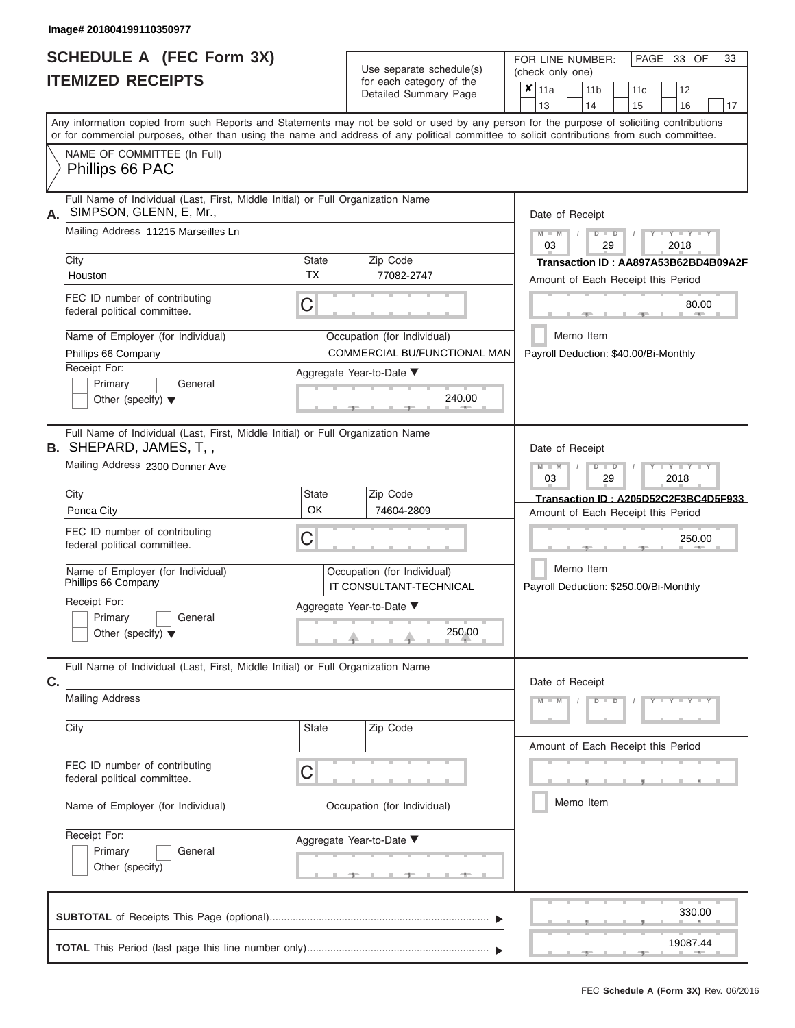Image# 201804199110350977

# SCHEDULE A (FEC Form 3X)
# ITEMIZED RECEIPTS

Use separate schedule(s) for each category of the Detailed Summary Page

FOR LINE NUMBER: (check only one)

- [x] 11a
- [ ] 11b
- [ ] 11c
- [ ] 12
- [ ] 13
- [ ] 14
- [ ] 15
- [ ] 16
- [ ] 17

PAGE 33 OF 33

Any information copied from such Reports and Statements may not be sold or used by any person for the purpose of soliciting contributions or for commercial purposes, other than using the name and address of any political committee to solicit contributions from such committee.

NAME OF COMMITTEE (In Full)
Phillips 66 PAC

---

**A.** Full Name of Individual (Last, First, Middle Initial) or Full Organization Name
SIMPSON, GLENN, E, Mr.,

Mailing Address 11215 Marseilles Ln

City: Houston | State: TX | Zip Code: 77082-2747

FEC ID number of contributing federal political committee. C

Name of Employer (for Individual): Phillips 66 Company

Occupation (for Individual): COMMERCIAL BU/FUNCTIONAL MAN

Receipt For: Primary / General / Other (specify)

Aggregate Year-to-Date: 240.00

Date of Receipt: 03 / 29 / 2018

Transaction ID : AA897A53B62BD4B09A2F

Amount of Each Receipt this Period: 80.00

Memo Item

Payroll Deduction: $40.00/Bi-Monthly

---

**B.** Full Name of Individual (Last, First, Middle Initial) or Full Organization Name
SHEPARD, JAMES, T, ,

Mailing Address 2300 Donner Ave

City: Ponca City | State: OK | Zip Code: 74604-2809

FEC ID number of contributing federal political committee. C

Name of Employer (for Individual): Phillips 66 Company

Occupation (for Individual): IT CONSULTANT-TECHNICAL

Receipt For: Primary / General / Other (specify)

Aggregate Year-to-Date: 250.00

Date of Receipt: 03 / 29 / 2018

Transaction ID : A205D52C2F3BC4D5F933

Amount of Each Receipt this Period: 250.00

Memo Item

Payroll Deduction: $250.00/Bi-Monthly

---

**C.** Full Name of Individual (Last, First, Middle Initial) or Full Organization Name

Mailing Address

City | State | Zip Code

FEC ID number of contributing federal political committee. C

Name of Employer (for Individual)

Occupation (for Individual)

Receipt For: Primary / General / Other (specify)

Aggregate Year-to-Date

Date of Receipt

Amount of Each Receipt this Period

Memo Item

---

**SUBTOTAL** of Receipts This Page (optional): 330.00

**TOTAL** This Period (last page this line number only): 19087.44

FEC Schedule A (Form 3X) Rev. 06/2016